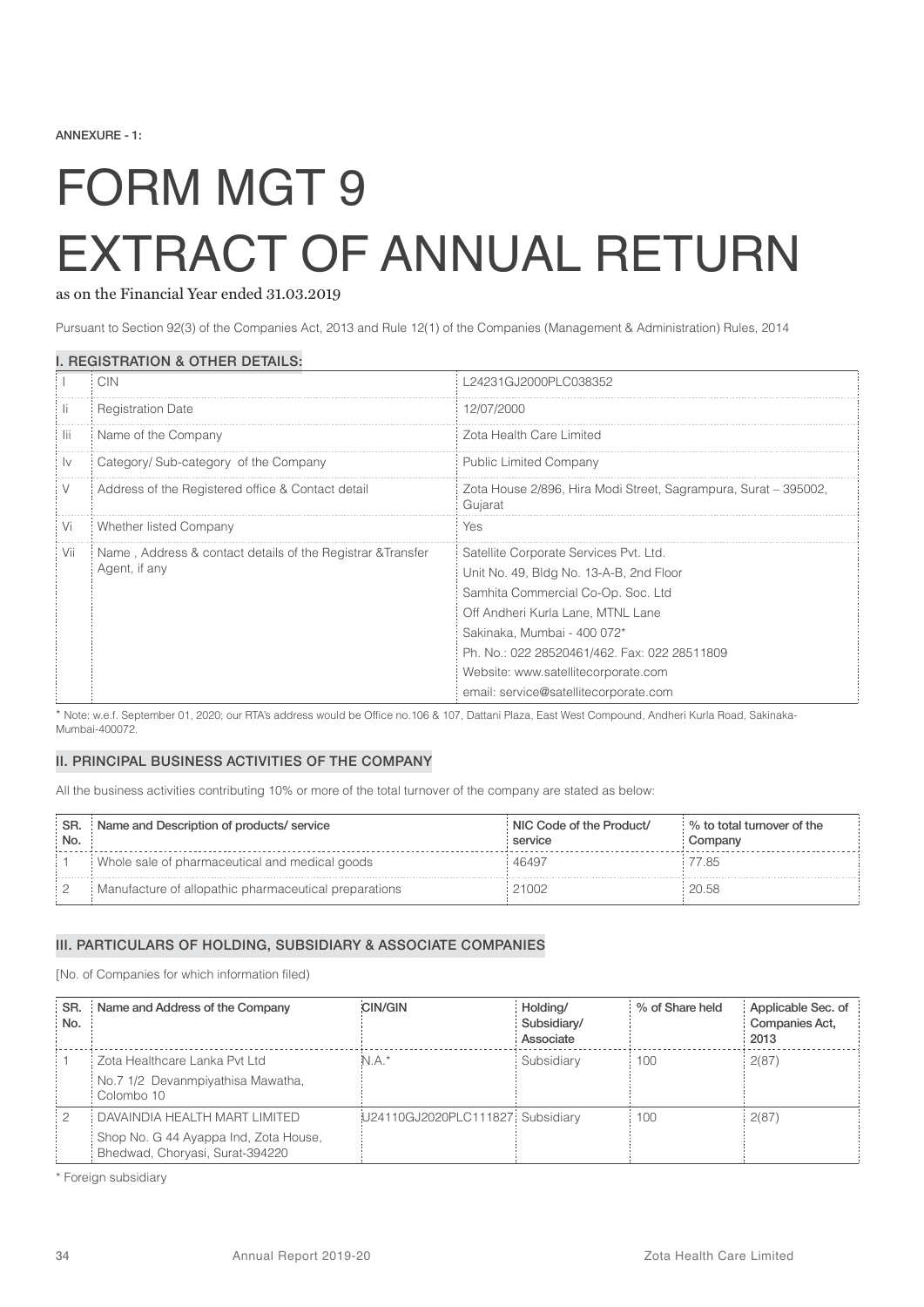ANNEXURE - 1:

# FORM MGT 9
# EXTRACT OF ANNUAL RETURN

as on the Financial Year ended 31.03.2019

Pursuant to Section 92(3) of the Companies Act, 2013 and Rule 12(1) of the Companies (Management & Administration) Rules, 2014

## I. REGISTRATION & OTHER DETAILS:

| | | |
|---|---|---|
| I | CIN | L24231GJ2000PLC038352 |
| Ii | Registration Date | 12/07/2000 |
| Iii | Name of the Company | Zota Health Care Limited |
| Iv | Category/ Sub-category of the Company | Public Limited Company |
| V | Address of the Registered office & Contact detail | Zota House 2/896, Hira Modi Street, Sagrampura, Surat – 395002, Gujarat |
| Vi | Whether listed Company | Yes |
| Vii | Name , Address & contact details of the Registrar &Transfer Agent, if any | Satellite Corporate Services Pvt. Ltd.<br>Unit No. 49, Bldg No. 13-A-B, 2nd Floor<br>Samhita Commercial Co-Op. Soc. Ltd<br>Off Andheri Kurla Lane, MTNL Lane<br>Sakinaka, Mumbai - 400 072*<br>Ph. No.: 022 28520461/462. Fax: 022 28511809<br>Website: www.satellitecorporate.com<br>email: service@satellitecorporate.com |

* Note: w.e.f. September 01, 2020; our RTA's address would be Office no.106 & 107, Dattani Plaza, East West Compound, Andheri Kurla Road, Sakinaka-Mumbai-400072.

## II. PRINCIPAL BUSINESS ACTIVITIES OF THE COMPANY

All the business activities contributing 10% or more of the total turnover of the company are stated as below:

| SR. No. | Name and Description of products/ service | NIC Code of the Product/ service | % to total turnover of the Company |
|---|---|---|---|
| 1 | Whole sale of pharmaceutical and medical goods | 46497 | 77.85 |
| 2 | Manufacture of allopathic pharmaceutical preparations | 21002 | 20.58 |

## III. PARTICULARS OF HOLDING, SUBSIDIARY & ASSOCIATE COMPANIES

[No. of Companies for which information filed)

| SR. No. | Name and Address of the Company | CIN/GIN | Holding/ Subsidiary/ Associate | % of Share held | Applicable Sec. of Companies Act, 2013 |
|---|---|---|---|---|---|
| 1 | Zota Healthcare Lanka Pvt Ltd<br>No.7 1/2 Devanmpiyathisa Mawatha, Colombo 10 | N.A.* | Subsidiary | 100 | 2(87) |
| 2 | DAVAINDIA HEALTH MART LIMITED<br>Shop No. G 44 Ayappa Ind, Zota House, Bhedwad, Choryasi, Surat-394220 | U24110GJ2020PLC111827 | Subsidiary | 100 | 2(87) |

* Foreign subsidiary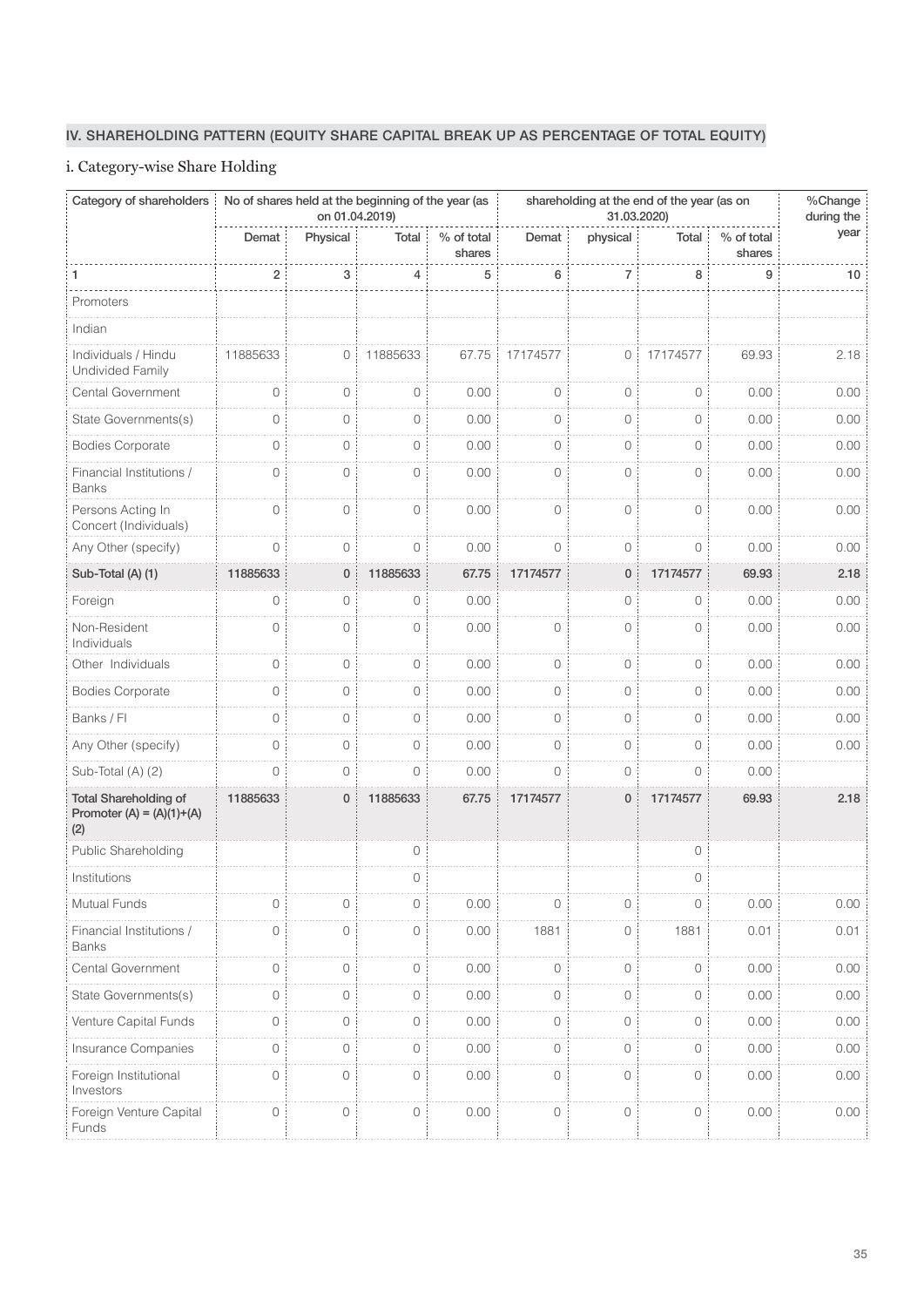## IV. SHAREHOLDING PATTERN (EQUITY SHARE CAPITAL BREAK UP AS PERCENTAGE OF TOTAL EQUITY)

### i. Category-wise Share Holding

| Category of shareholders | No of shares held at the beginning of the year (as on 01.04.2019) | | | | shareholding at the end of the year (as on 31.03.2020) | | | | %Change during the year |
|---|---|---|---|---|---|---|---|---|---|
| | Demat | Physical | Total | % of total shares | Demat | physical | Total | % of total shares | |
| 1 | 2 | 3 | 4 | 5 | 6 | 7 | 8 | 9 | 10 |
| Promoters | | | | | | | | | |
| Indian | | | | | | | | | |
| Individuals / Hindu Undivided Family | 11885633 | 0 | 11885633 | 67.75 | 17174577 | 0 | 17174577 | 69.93 | 2.18 |
| Cental Government | 0 | 0 | 0 | 0.00 | 0 | 0 | 0 | 0.00 | 0.00 |
| State Governments(s) | 0 | 0 | 0 | 0.00 | 0 | 0 | 0 | 0.00 | 0.00 |
| Bodies Corporate | 0 | 0 | 0 | 0.00 | 0 | 0 | 0 | 0.00 | 0.00 |
| Financial Institutions / Banks | 0 | 0 | 0 | 0.00 | 0 | 0 | 0 | 0.00 | 0.00 |
| Persons Acting In Concert (Individuals) | 0 | 0 | 0 | 0.00 | 0 | 0 | 0 | 0.00 | 0.00 |
| Any Other (specify) | 0 | 0 | 0 | 0.00 | 0 | 0 | 0 | 0.00 | 0.00 |
| **Sub-Total (A) (1)** | **11885633** | **0** | **11885633** | **67.75** | **17174577** | **0** | **17174577** | **69.93** | **2.18** |
| Foreign | 0 | 0 | 0 | 0.00 | | 0 | 0 | 0.00 | 0.00 |
| Non-Resident Individuals | 0 | 0 | 0 | 0.00 | 0 | 0 | 0 | 0.00 | 0.00 |
| Other Individuals | 0 | 0 | 0 | 0.00 | 0 | 0 | 0 | 0.00 | 0.00 |
| Bodies Corporate | 0 | 0 | 0 | 0.00 | 0 | 0 | 0 | 0.00 | 0.00 |
| Banks / FI | 0 | 0 | 0 | 0.00 | 0 | 0 | 0 | 0.00 | 0.00 |
| Any Other (specify) | 0 | 0 | 0 | 0.00 | 0 | 0 | 0 | 0.00 | 0.00 |
| Sub-Total (A) (2) | 0 | 0 | 0 | 0.00 | 0 | 0 | 0 | 0.00 | |
| **Total Shareholding of Promoter (A) = (A)(1)+(A)(2)** | **11885633** | **0** | **11885633** | **67.75** | **17174577** | **0** | **17174577** | **69.93** | **2.18** |
| Public Shareholding | | | 0 | | | | 0 | | |
| Institutions | | | 0 | | | | 0 | | |
| Mutual Funds | 0 | 0 | 0 | 0.00 | 0 | 0 | 0 | 0.00 | 0.00 |
| Financial Institutions / Banks | 0 | 0 | 0 | 0.00 | 1881 | 0 | 1881 | 0.01 | 0.01 |
| Cental Government | 0 | 0 | 0 | 0.00 | 0 | 0 | 0 | 0.00 | 0.00 |
| State Governments(s) | 0 | 0 | 0 | 0.00 | 0 | 0 | 0 | 0.00 | 0.00 |
| Venture Capital Funds | 0 | 0 | 0 | 0.00 | 0 | 0 | 0 | 0.00 | 0.00 |
| Insurance Companies | 0 | 0 | 0 | 0.00 | 0 | 0 | 0 | 0.00 | 0.00 |
| Foreign Institutional Investors | 0 | 0 | 0 | 0.00 | 0 | 0 | 0 | 0.00 | 0.00 |
| Foreign Venture Capital Funds | 0 | 0 | 0 | 0.00 | 0 | 0 | 0 | 0.00 | 0.00 |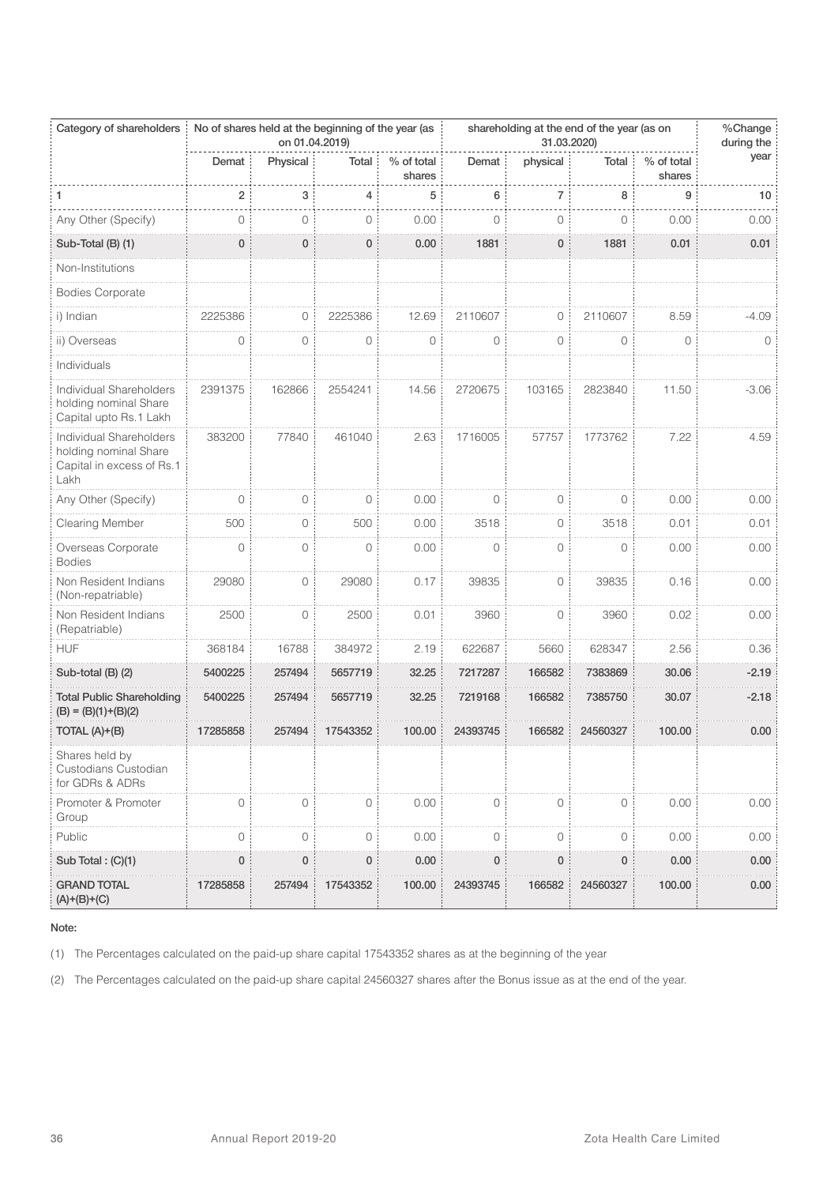| Category of shareholders | No of shares held at the beginning of the year (as on 01.04.2019) | | | | shareholding at the end of the year (as on 31.03.2020) | | | | %Change during the year |
|---|---|---|---|---|---|---|---|---|---|
| | Demat | Physical | Total | % of total shares | Demat | physical | Total | % of total shares | |
| 1 | 2 | 3 | 4 | 5 | 6 | 7 | 8 | 9 | 10 |
| Any Other (Specify) | 0 | 0 | 0 | 0.00 | 0 | 0 | 0 | 0.00 | 0.00 |
| **Sub-Total (B) (1)** | **0** | **0** | **0** | **0.00** | **1881** | **0** | **1881** | **0.01** | **0.01** |
| Non-Institutions | | | | | | | | | |
| Bodies Corporate | | | | | | | | | |
| i) Indian | 2225386 | 0 | 2225386 | 12.69 | 2110607 | 0 | 2110607 | 8.59 | -4.09 |
| ii) Overseas | 0 | 0 | 0 | 0 | 0 | 0 | 0 | 0 | 0 |
| Individuals | | | | | | | | | |
| Individual Shareholders holding nominal Share Capital upto Rs.1 Lakh | 2391375 | 162866 | 2554241 | 14.56 | 2720675 | 103165 | 2823840 | 11.50 | -3.06 |
| Individual Shareholders holding nominal Share Capital in excess of Rs.1 Lakh | 383200 | 77840 | 461040 | 2.63 | 1716005 | 57757 | 1773762 | 7.22 | 4.59 |
| Any Other (Specify) | 0 | 0 | 0 | 0.00 | 0 | 0 | 0 | 0.00 | 0.00 |
| Clearing Member | 500 | 0 | 500 | 0.00 | 3518 | 0 | 3518 | 0.01 | 0.01 |
| Overseas Corporate Bodies | 0 | 0 | 0 | 0.00 | 0 | 0 | 0 | 0.00 | 0.00 |
| Non Resident Indians (Non-repatriable) | 29080 | 0 | 29080 | 0.17 | 39835 | 0 | 39835 | 0.16 | 0.00 |
| Non Resident Indians (Repatriable) | 2500 | 0 | 2500 | 0.01 | 3960 | 0 | 3960 | 0.02 | 0.00 |
| HUF | 368184 | 16788 | 384972 | 2.19 | 622687 | 5660 | 628347 | 2.56 | 0.36 |
| **Sub-total (B) (2)** | **5400225** | **257494** | **5657719** | **32.25** | **7217287** | **166582** | **7383869** | **30.06** | **-2.19** |
| **Total Public Shareholding (B) = (B)(1)+(B)(2)** | **5400225** | **257494** | **5657719** | **32.25** | **7219168** | **166582** | **7385750** | **30.07** | **-2.18** |
| **TOTAL (A)+(B)** | **17285858** | **257494** | **17543352** | **100.00** | **24393745** | **166582** | **24560327** | **100.00** | **0.00** |
| Shares held by Custodians Custodian for GDRs & ADRs | | | | | | | | | |
| Promoter & Promoter Group | 0 | 0 | 0 | 0.00 | 0 | 0 | 0 | 0.00 | 0.00 |
| Public | 0 | 0 | 0 | 0.00 | 0 | 0 | 0 | 0.00 | 0.00 |
| **Sub Total : (C)(1)** | **0** | **0** | **0** | **0.00** | **0** | **0** | **0** | **0.00** | **0.00** |
| **GRAND TOTAL (A)+(B)+(C)** | **17285858** | **257494** | **17543352** | **100.00** | **24393745** | **166582** | **24560327** | **100.00** | **0.00** |

**Note:**

(1) The Percentages calculated on the paid-up share capital 17543352 shares as at the beginning of the year

(2) The Percentages calculated on the paid-up share capital 24560327 shares after the Bonus issue as at the end of the year.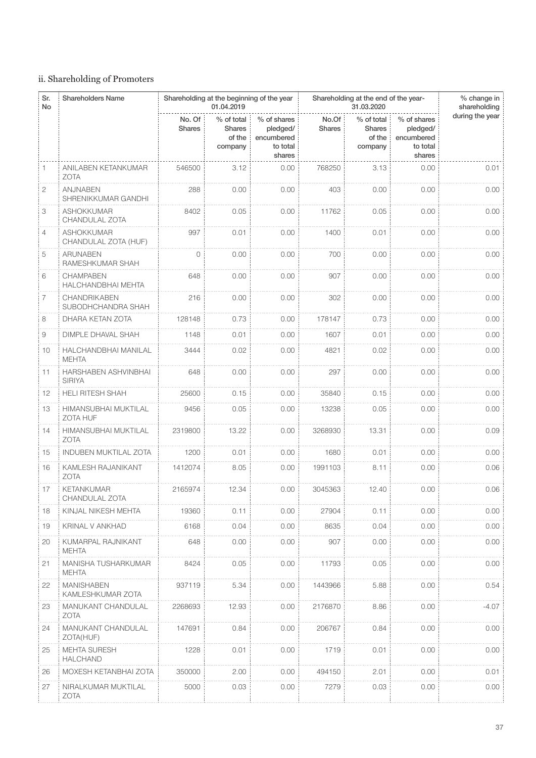## ii. Shareholding of Promoters

| Sr. No | Shareholders Name | Shareholding at the beginning of the year 01.04.2019 | | | Shareholding at the end of the year- 31.03.2020 | | | % change in shareholding during the year |
|---|---|---|---|---|---|---|---|---|
| | | No. Of Shares | % of total Shares of the company | % of shares pledged/ encumbered to total shares | No.Of Shares | % of total Shares of the company | % of shares pledged/ encumbered to total shares | |
| 1 | ANILABEN KETANKUMAR ZOTA | 546500 | 3.12 | 0.00 | 768250 | 3.13 | 0.00 | 0.01 |
| 2 | ANJNABEN SHRENIKKUMAR GANDHI | 288 | 0.00 | 0.00 | 403 | 0.00 | 0.00 | 0.00 |
| 3 | ASHOKKUMAR CHANDULAL ZOTA | 8402 | 0.05 | 0.00 | 11762 | 0.05 | 0.00 | 0.00 |
| 4 | ASHOKKUMAR CHANDULAL ZOTA (HUF) | 997 | 0.01 | 0.00 | 1400 | 0.01 | 0.00 | 0.00 |
| 5 | ARUNABEN RAMESHKUMAR SHAH | 0 | 0.00 | 0.00 | 700 | 0.00 | 0.00 | 0.00 |
| 6 | CHAMPABEN HALCHANDBHAI MEHTA | 648 | 0.00 | 0.00 | 907 | 0.00 | 0.00 | 0.00 |
| 7 | CHANDRIKABEN SUBODHCHANDRA SHAH | 216 | 0.00 | 0.00 | 302 | 0.00 | 0.00 | 0.00 |
| 8 | DHARA KETAN ZOTA | 128148 | 0.73 | 0.00 | 178147 | 0.73 | 0.00 | 0.00 |
| 9 | DIMPLE DHAVAL SHAH | 1148 | 0.01 | 0.00 | 1607 | 0.01 | 0.00 | 0.00 |
| 10 | HALCHANDBHAI MANILAL MEHTA | 3444 | 0.02 | 0.00 | 4821 | 0.02 | 0.00 | 0.00 |
| 11 | HARSHABEN ASHVINBHAI SIRIYA | 648 | 0.00 | 0.00 | 297 | 0.00 | 0.00 | 0.00 |
| 12 | HELI RITESH SHAH | 25600 | 0.15 | 0.00 | 35840 | 0.15 | 0.00 | 0.00 |
| 13 | HIMANSUBHAI MUKTILAL ZOTA HUF | 9456 | 0.05 | 0.00 | 13238 | 0.05 | 0.00 | 0.00 |
| 14 | HIMANSUBHAI MUKTILAL ZOTA | 2319800 | 13.22 | 0.00 | 3268930 | 13.31 | 0.00 | 0.09 |
| 15 | INDUBEN MUKTILAL ZOTA | 1200 | 0.01 | 0.00 | 1680 | 0.01 | 0.00 | 0.00 |
| 16 | KAMLESH RAJANIKANT ZOTA | 1412074 | 8.05 | 0.00 | 1991103 | 8.11 | 0.00 | 0.06 |
| 17 | KETANKUMAR CHANDULAL ZOTA | 2165974 | 12.34 | 0.00 | 3045363 | 12.40 | 0.00 | 0.06 |
| 18 | KINJAL NIKESH MEHTA | 19360 | 0.11 | 0.00 | 27904 | 0.11 | 0.00 | 0.00 |
| 19 | KRINAL V ANKHAD | 6168 | 0.04 | 0.00 | 8635 | 0.04 | 0.00 | 0.00 |
| 20 | KUMARPAL RAJNIKANT MEHTA | 648 | 0.00 | 0.00 | 907 | 0.00 | 0.00 | 0.00 |
| 21 | MANISHA TUSHARKUMAR MEHTA | 8424 | 0.05 | 0.00 | 11793 | 0.05 | 0.00 | 0.00 |
| 22 | MANISHABEN KAMLESHKUMAR ZOTA | 937119 | 5.34 | 0.00 | 1443966 | 5.88 | 0.00 | 0.54 |
| 23 | MANUKANT CHANDULAL ZOTA | 2268693 | 12.93 | 0.00 | 2176870 | 8.86 | 0.00 | -4.07 |
| 24 | MANUKANT CHANDULAL ZOTA(HUF) | 147691 | 0.84 | 0.00 | 206767 | 0.84 | 0.00 | 0.00 |
| 25 | MEHTA SURESH HALCHAND | 1228 | 0.01 | 0.00 | 1719 | 0.01 | 0.00 | 0.00 |
| 26 | MOXESH KETANBHAI ZOTA | 350000 | 2.00 | 0.00 | 494150 | 2.01 | 0.00 | 0.01 |
| 27 | NIRALKUMAR MUKTILAL ZOTA | 5000 | 0.03 | 0.00 | 7279 | 0.03 | 0.00 | 0.00 |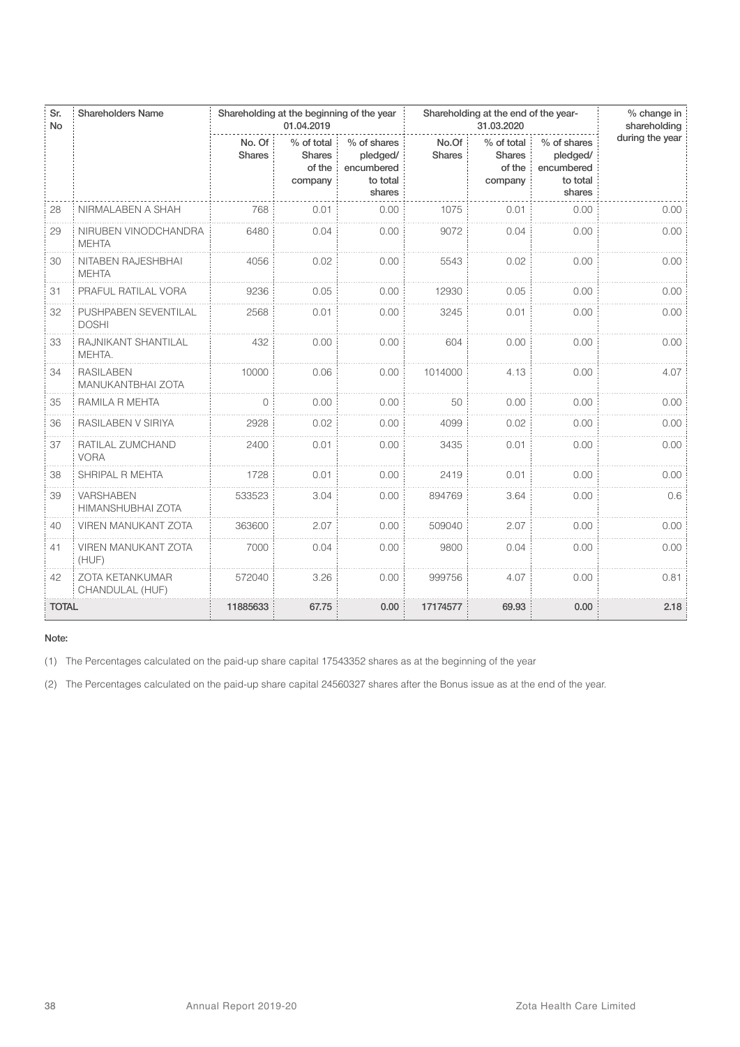| Sr. No | Shareholders Name | Shareholding at the beginning of the year 01.04.2019 | | | Shareholding at the end of the year- 31.03.2020 | | | % change in shareholding during the year |
|---|---|---|---|---|---|---|---|---|
| | | No. Of Shares | % of total Shares of the company | % of shares pledged/ encumbered to total shares | No.Of Shares | % of total Shares of the company | % of shares pledged/ encumbered to total shares | |
| 28 | NIRMALABEN A SHAH | 768 | 0.01 | 0.00 | 1075 | 0.01 | 0.00 | 0.00 |
| 29 | NIRUBEN VINODCHANDRA MEHTA | 6480 | 0.04 | 0.00 | 9072 | 0.04 | 0.00 | 0.00 |
| 30 | NITABEN RAJESHBHAI MEHTA | 4056 | 0.02 | 0.00 | 5543 | 0.02 | 0.00 | 0.00 |
| 31 | PRAFUL RATILAL VORA | 9236 | 0.05 | 0.00 | 12930 | 0.05 | 0.00 | 0.00 |
| 32 | PUSHPABEN SEVENTILAL DOSHI | 2568 | 0.01 | 0.00 | 3245 | 0.01 | 0.00 | 0.00 |
| 33 | RAJNIKANT SHANTILAL MEHTA. | 432 | 0.00 | 0.00 | 604 | 0.00 | 0.00 | 0.00 |
| 34 | RASILABEN MANUKANTBHAI ZOTA | 10000 | 0.06 | 0.00 | 1014000 | 4.13 | 0.00 | 4.07 |
| 35 | RAMILA R MEHTA | 0 | 0.00 | 0.00 | 50 | 0.00 | 0.00 | 0.00 |
| 36 | RASILABEN V SIRIYA | 2928 | 0.02 | 0.00 | 4099 | 0.02 | 0.00 | 0.00 |
| 37 | RATILAL ZUMCHAND VORA | 2400 | 0.01 | 0.00 | 3435 | 0.01 | 0.00 | 0.00 |
| 38 | SHRIPAL R MEHTA | 1728 | 0.01 | 0.00 | 2419 | 0.01 | 0.00 | 0.00 |
| 39 | VARSHABEN HIMANSHUBHAI ZOTA | 533523 | 3.04 | 0.00 | 894769 | 3.64 | 0.00 | 0.6 |
| 40 | VIREN MANUKANT ZOTA | 363600 | 2.07 | 0.00 | 509040 | 2.07 | 0.00 | 0.00 |
| 41 | VIREN MANUKANT ZOTA (HUF) | 7000 | 0.04 | 0.00 | 9800 | 0.04 | 0.00 | 0.00 |
| 42 | ZOTA KETANKUMAR CHANDULAL (HUF) | 572040 | 3.26 | 0.00 | 999756 | 4.07 | 0.00 | 0.81 |
| **TOTAL** | | **11885633** | **67.75** | **0.00** | **17174577** | **69.93** | **0.00** | **2.18** |

**Note:**

(1) The Percentages calculated on the paid-up share capital 17543352 shares as at the beginning of the year

(2) The Percentages calculated on the paid-up share capital 24560327 shares after the Bonus issue as at the end of the year.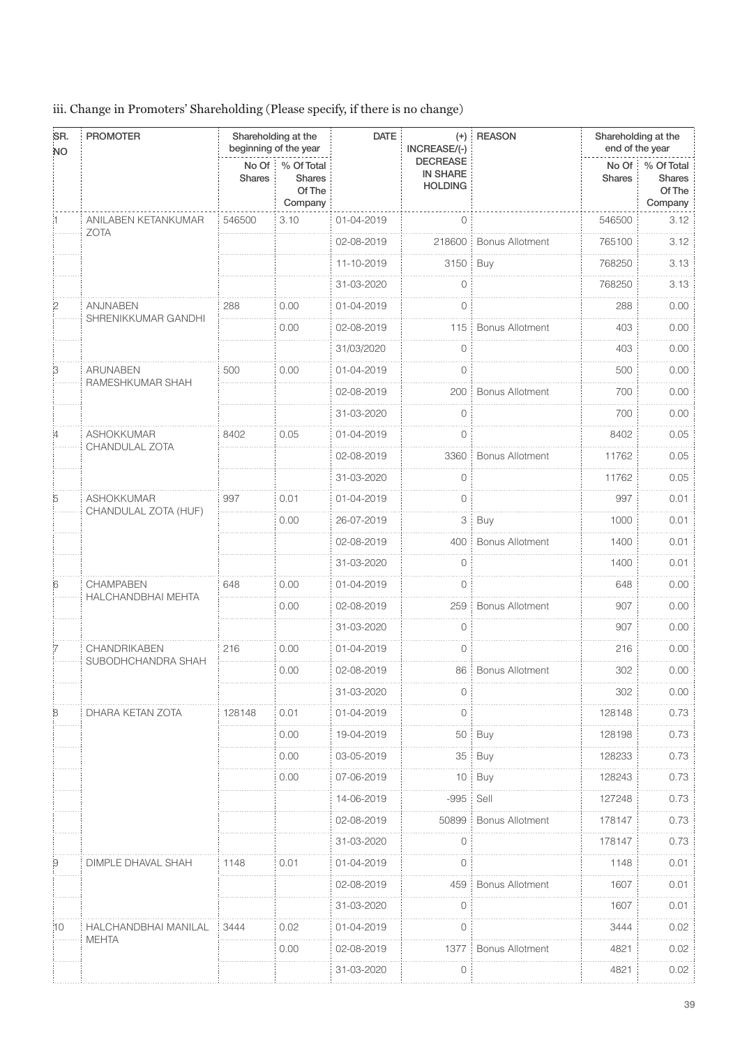iii. Change in Promoters' Shareholding (Please specify, if there is no change)

| SR. NO | PROMOTER | Shareholding at the beginning of the year | | DATE | (+) INCREASE/(-) DECREASE IN SHARE HOLDING | REASON | Shareholding at the end of the year | |
|---|---|---|---|---|---|---|---|---|
| | | No Of Shares | % Of Total Shares Of The Company | | | | No Of Shares | % Of Total Shares Of The Company |
| 1 | ANILABEN KETANKUMAR ZOTA | 546500 | 3.10 | 01-04-2019 | 0 | | 546500 | 3.12 |
| | | | | 02-08-2019 | 218600 | Bonus Allotment | 765100 | 3.12 |
| | | | | 11-10-2019 | 3150 | Buy | 768250 | 3.13 |
| | | | | 31-03-2020 | 0 | | 768250 | 3.13 |
| 2 | ANJNABEN SHRENIKKUMAR GANDHI | 288 | 0.00 | 01-04-2019 | 0 | | 288 | 0.00 |
| | | | 0.00 | 02-08-2019 | 115 | Bonus Allotment | 403 | 0.00 |
| | | | | 31/03/2020 | 0 | | 403 | 0.00 |
| 3 | ARUNABEN RAMESHKUMAR SHAH | 500 | 0.00 | 01-04-2019 | 0 | | 500 | 0.00 |
| | | | | 02-08-2019 | 200 | Bonus Allotment | 700 | 0.00 |
| | | | | 31-03-2020 | 0 | | 700 | 0.00 |
| 4 | ASHOKKUMAR CHANDULAL ZOTA | 8402 | 0.05 | 01-04-2019 | 0 | | 8402 | 0.05 |
| | | | | 02-08-2019 | 3360 | Bonus Allotment | 11762 | 0.05 |
| | | | | 31-03-2020 | 0 | | 11762 | 0.05 |
| 5 | ASHOKKUMAR CHANDULAL ZOTA (HUF) | 997 | 0.01 | 01-04-2019 | 0 | | 997 | 0.01 |
| | | | 0.00 | 26-07-2019 | 3 | Buy | 1000 | 0.01 |
| | | | | 02-08-2019 | 400 | Bonus Allotment | 1400 | 0.01 |
| | | | | 31-03-2020 | 0 | | 1400 | 0.01 |
| 6 | CHAMPABEN HALCHANDBHAI MEHTA | 648 | 0.00 | 01-04-2019 | 0 | | 648 | 0.00 |
| | | | 0.00 | 02-08-2019 | 259 | Bonus Allotment | 907 | 0.00 |
| | | | | 31-03-2020 | 0 | | 907 | 0.00 |
| 7 | CHANDRIKABEN SUBODHCHANDRA SHAH | 216 | 0.00 | 01-04-2019 | 0 | | 216 | 0.00 |
| | | | 0.00 | 02-08-2019 | 86 | Bonus Allotment | 302 | 0.00 |
| | | | | 31-03-2020 | 0 | | 302 | 0.00 |
| 8 | DHARA KETAN ZOTA | 128148 | 0.01 | 01-04-2019 | 0 | | 128148 | 0.73 |
| | | | 0.00 | 19-04-2019 | 50 | Buy | 128198 | 0.73 |
| | | | 0.00 | 03-05-2019 | 35 | Buy | 128233 | 0.73 |
| | | | 0.00 | 07-06-2019 | 10 | Buy | 128243 | 0.73 |
| | | | | 14-06-2019 | -995 | Sell | 127248 | 0.73 |
| | | | | 02-08-2019 | 50899 | Bonus Allotment | 178147 | 0.73 |
| | | | | 31-03-2020 | 0 | | 178147 | 0.73 |
| 9 | DIMPLE DHAVAL SHAH | 1148 | 0.01 | 01-04-2019 | 0 | | 1148 | 0.01 |
| | | | | 02-08-2019 | 459 | Bonus Allotment | 1607 | 0.01 |
| | | | | 31-03-2020 | 0 | | 1607 | 0.01 |
| 10 | HALCHANDBHAI MANILAL MEHTA | 3444 | 0.02 | 01-04-2019 | 0 | | 3444 | 0.02 |
| | | | 0.00 | 02-08-2019 | 1377 | Bonus Allotment | 4821 | 0.02 |
| | | | | 31-03-2020 | 0 | | 4821 | 0.02 |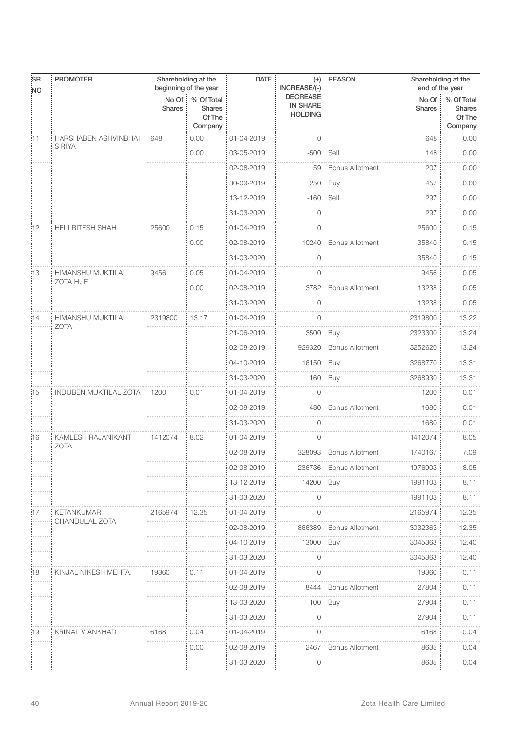| SR. NO | PROMOTER | Shareholding at the beginning of the year | | DATE | (+) INCREASE/(-) DECREASE IN SHARE HOLDING | REASON | Shareholding at the end of the year | |
|---|---|---|---|---|---|---|---|---|
| | | No Of Shares | % Of Total Shares Of The Company | | | | No Of Shares | % Of Total Shares Of The Company |
| 11 | HARSHABEN ASHVINBHAI SIRIYA | 648 | 0.00 | 01-04-2019 | 0 | | 648 | 0.00 |
| | | | 0.00 | 03-05-2019 | -500 | Sell | 148 | 0.00 |
| | | | | 02-08-2019 | 59 | Bonus Allotment | 207 | 0.00 |
| | | | | 30-09-2019 | 250 | Buy | 457 | 0.00 |
| | | | | 13-12-2019 | -160 | Sell | 297 | 0.00 |
| | | | | 31-03-2020 | 0 | | 297 | 0.00 |
| 12 | HELI RITESH SHAH | 25600 | 0.15 | 01-04-2019 | 0 | | 25600 | 0.15 |
| | | | 0.00 | 02-08-2019 | 10240 | Bonus Allotment | 35840 | 0.15 |
| | | | | 31-03-2020 | 0 | | 35840 | 0.15 |
| 13 | HIMANSHU MUKTILAL ZOTA HUF | 9456 | 0.05 | 01-04-2019 | 0 | | 9456 | 0.05 |
| | | | 0.00 | 02-08-2019 | 3782 | Bonus Allotment | 13238 | 0.05 |
| | | | | 31-03-2020 | 0 | | 13238 | 0.05 |
| 14 | HIMANSHU MUKTILAL ZOTA | 2319800 | 13.17 | 01-04-2019 | 0 | | 2319800 | 13.22 |
| | | | | 21-06-2019 | 3500 | Buy | 2323300 | 13.24 |
| | | | | 02-08-2019 | 929320 | Bonus Allotment | 3252620 | 13.24 |
| | | | | 04-10-2019 | 16150 | Buy | 3268770 | 13.31 |
| | | | | 31-03-2020 | 160 | Buy | 3268930 | 13.31 |
| 15 | INDUBEN MUKTILAL ZOTA | 1200 | 0.01 | 01-04-2019 | 0 | | 1200 | 0.01 |
| | | | | 02-08-2019 | 480 | Bonus Allotment | 1680 | 0.01 |
| | | | | 31-03-2020 | 0 | | 1680 | 0.01 |
| 16 | KAMLESH RAJANIKANT ZOTA | 1412074 | 8.02 | 01-04-2019 | 0 | | 1412074 | 8.05 |
| | | | | 02-08-2019 | 328093 | Bonus Allotment | 1740167 | 7.09 |
| | | | | 02-08-2019 | 236736 | Bonus Allotment | 1976903 | 8.05 |
| | | | | 13-12-2019 | 14200 | Buy | 1991103 | 8.11 |
| | | | | 31-03-2020 | 0 | | 1991103 | 8.11 |
| 17 | KETANKUMAR CHANDULAL ZOTA | 2165974 | 12.35 | 01-04-2019 | 0 | | 2165974 | 12.35 |
| | | | | 02-08-2019 | 866389 | Bonus Allotment | 3032363 | 12.35 |
| | | | | 04-10-2019 | 13000 | Buy | 3045363 | 12.40 |
| | | | | 31-03-2020 | 0 | | 3045363 | 12.40 |
| 18 | KINJAL NIKESH MEHTA. | 19360 | 0.11 | 01-04-2019 | 0 | | 19360 | 0.11 |
| | | | | 02-08-2019 | 8444 | Bonus Allotment | 27804 | 0.11 |
| | | | | 13-03-2020 | 100 | Buy | 27904 | 0.11 |
| | | | | 31-03-2020 | 0 | | 27904 | 0.11 |
| 19 | KRINAL V ANKHAD | 6168 | 0.04 | 01-04-2019 | 0 | | 6168 | 0.04 |
| | | | 0.00 | 02-08-2019 | 2467 | Bonus Allotment | 8635 | 0.04 |
| | | | | 31-03-2020 | 0 | | 8635 | 0.04 |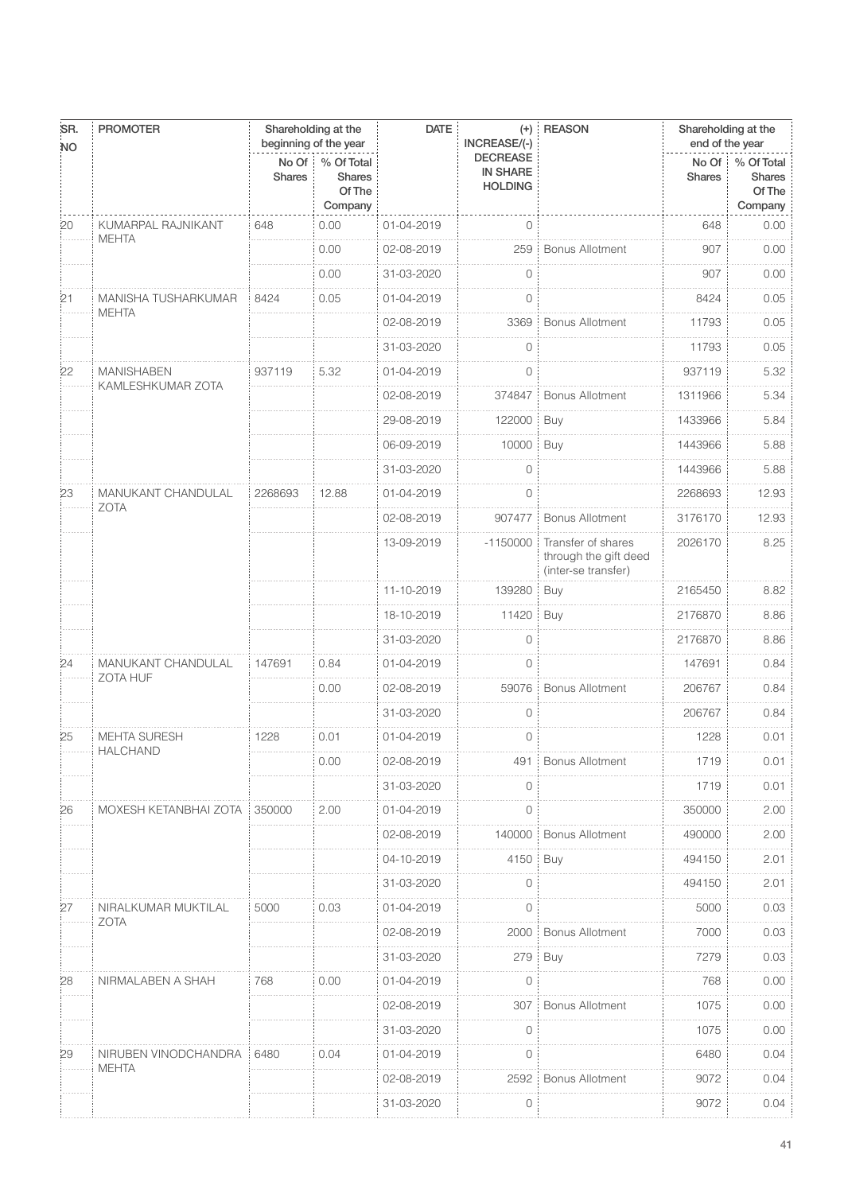| SR. NO | PROMOTER | Shareholding at the beginning of the year | | DATE | (+) INCREASE/(-) DECREASE IN SHARE HOLDING | REASON | Shareholding at the end of the year | |
|---|---|---|---|---|---|---|---|---|
| | | No Of Shares | % Of Total Shares Of The Company | | | | No Of Shares | % Of Total Shares Of The Company |
| 20 | KUMARPAL RAJNIKANT MEHTA | 648 | 0.00 | 01-04-2019 | 0 | | 648 | 0.00 |
| | | | 0.00 | 02-08-2019 | 259 | Bonus Allotment | 907 | 0.00 |
| | | | 0.00 | 31-03-2020 | 0 | | 907 | 0.00 |
| 21 | MANISHA TUSHARKUMAR MEHTA | 8424 | 0.05 | 01-04-2019 | 0 | | 8424 | 0.05 |
| | | | | 02-08-2019 | 3369 | Bonus Allotment | 11793 | 0.05 |
| | | | | 31-03-2020 | 0 | | 11793 | 0.05 |
| 22 | MANISHABEN KAMLESHKUMAR ZOTA | 937119 | 5.32 | 01-04-2019 | 0 | | 937119 | 5.32 |
| | | | | 02-08-2019 | 374847 | Bonus Allotment | 1311966 | 5.34 |
| | | | | 29-08-2019 | 122000 | Buy | 1433966 | 5.84 |
| | | | | 06-09-2019 | 10000 | Buy | 1443966 | 5.88 |
| | | | | 31-03-2020 | 0 | | 1443966 | 5.88 |
| 23 | MANUKANT CHANDULAL ZOTA | 2268693 | 12.88 | 01-04-2019 | 0 | | 2268693 | 12.93 |
| | | | | 02-08-2019 | 907477 | Bonus Allotment | 3176170 | 12.93 |
| | | | | 13-09-2019 | -1150000 | Transfer of shares through the gift deed (inter-se transfer) | 2026170 | 8.25 |
| | | | | 11-10-2019 | 139280 | Buy | 2165450 | 8.82 |
| | | | | 18-10-2019 | 11420 | Buy | 2176870 | 8.86 |
| | | | | 31-03-2020 | 0 | | 2176870 | 8.86 |
| 24 | MANUKANT CHANDULAL ZOTA HUF | 147691 | 0.84 | 01-04-2019 | 0 | | 147691 | 0.84 |
| | | | 0.00 | 02-08-2019 | 59076 | Bonus Allotment | 206767 | 0.84 |
| | | | | 31-03-2020 | 0 | | 206767 | 0.84 |
| 25 | MEHTA SURESH HALCHAND | 1228 | 0.01 | 01-04-2019 | 0 | | 1228 | 0.01 |
| | | | 0.00 | 02-08-2019 | 491 | Bonus Allotment | 1719 | 0.01 |
| | | | | 31-03-2020 | 0 | | 1719 | 0.01 |
| 26 | MOXESH KETANBHAI ZOTA | 350000 | 2.00 | 01-04-2019 | 0 | | 350000 | 2.00 |
| | | | | 02-08-2019 | 140000 | Bonus Allotment | 490000 | 2.00 |
| | | | | 04-10-2019 | 4150 | Buy | 494150 | 2.01 |
| | | | | 31-03-2020 | 0 | | 494150 | 2.01 |
| 27 | NIRALKUMAR MUKTILAL ZOTA | 5000 | 0.03 | 01-04-2019 | 0 | | 5000 | 0.03 |
| | | | | 02-08-2019 | 2000 | Bonus Allotment | 7000 | 0.03 |
| | | | | 31-03-2020 | 279 | Buy | 7279 | 0.03 |
| 28 | NIRMALABEN A SHAH | 768 | 0.00 | 01-04-2019 | 0 | | 768 | 0.00 |
| | | | | 02-08-2019 | 307 | Bonus Allotment | 1075 | 0.00 |
| | | | | 31-03-2020 | 0 | | 1075 | 0.00 |
| 29 | NIRUBEN VINODCHANDRA MEHTA | 6480 | 0.04 | 01-04-2019 | 0 | | 6480 | 0.04 |
| | | | | 02-08-2019 | 2592 | Bonus Allotment | 9072 | 0.04 |
| | | | | 31-03-2020 | 0 | | 9072 | 0.04 |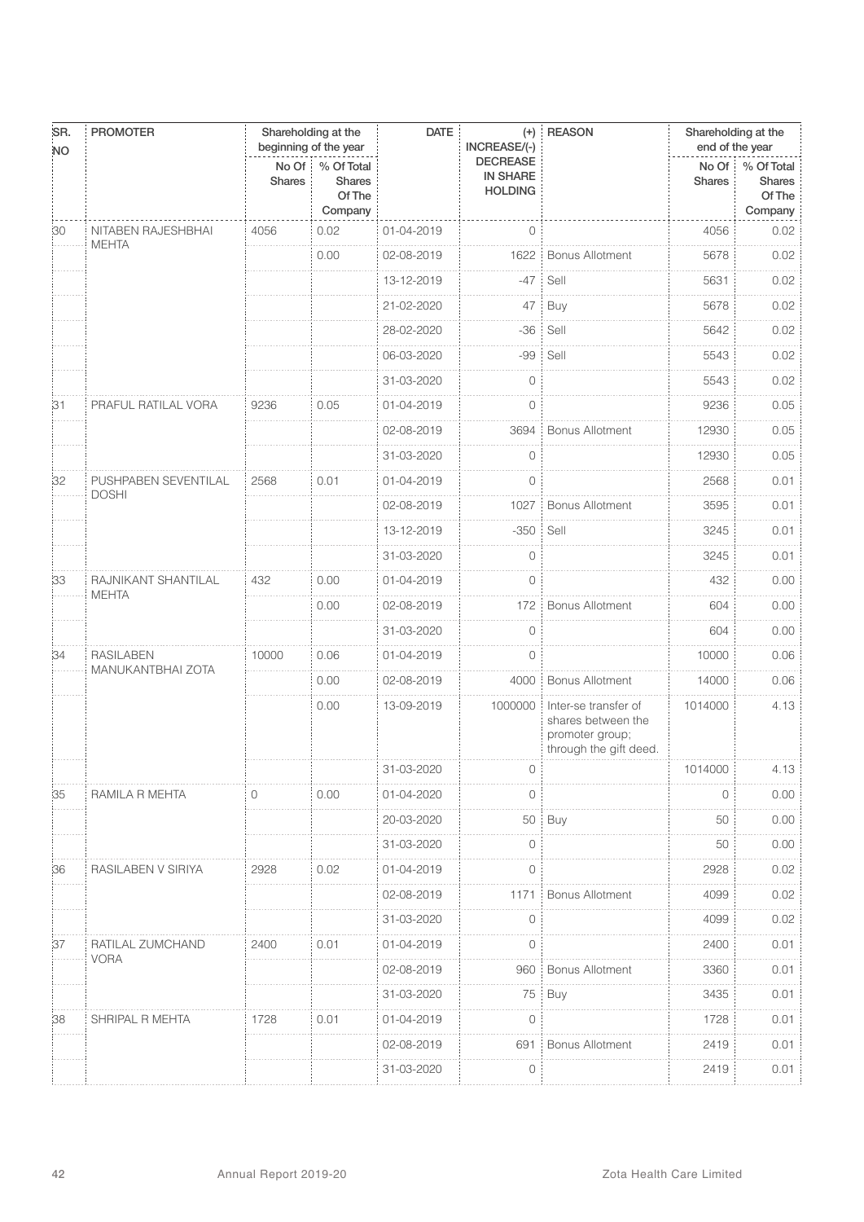| SR. NO | PROMOTER | Shareholding at the beginning of the year | | DATE | (+) INCREASE/(-) DECREASE IN SHARE HOLDING | REASON | Shareholding at the end of the year | |
|---|---|---|---|---|---|---|---|---|
| | | No Of Shares | % Of Total Shares Of The Company | | | | No Of Shares | % Of Total Shares Of The Company |
| 30 | NITABEN RAJESHBHAI MEHTA | 4056 | 0.02 | 01-04-2019 | 0 | | 4056 | 0.02 |
| | | | 0.00 | 02-08-2019 | 1622 | Bonus Allotment | 5678 | 0.02 |
| | | | | 13-12-2019 | -47 | Sell | 5631 | 0.02 |
| | | | | 21-02-2020 | 47 | Buy | 5678 | 0.02 |
| | | | | 28-02-2020 | -36 | Sell | 5642 | 0.02 |
| | | | | 06-03-2020 | -99 | Sell | 5543 | 0.02 |
| | | | | 31-03-2020 | 0 | | 5543 | 0.02 |
| 31 | PRAFUL RATILAL VORA | 9236 | 0.05 | 01-04-2019 | 0 | | 9236 | 0.05 |
| | | | | 02-08-2019 | 3694 | Bonus Allotment | 12930 | 0.05 |
| | | | | 31-03-2020 | 0 | | 12930 | 0.05 |
| 32 | PUSHPABEN SEVENTILAL DOSHI | 2568 | 0.01 | 01-04-2019 | 0 | | 2568 | 0.01 |
| | | | | 02-08-2019 | 1027 | Bonus Allotment | 3595 | 0.01 |
| | | | | 13-12-2019 | -350 | Sell | 3245 | 0.01 |
| | | | | 31-03-2020 | 0 | | 3245 | 0.01 |
| 33 | RAJNIKANT SHANTILAL MEHTA | 432 | 0.00 | 01-04-2019 | 0 | | 432 | 0.00 |
| | | | 0.00 | 02-08-2019 | 172 | Bonus Allotment | 604 | 0.00 |
| | | | | 31-03-2020 | 0 | | 604 | 0.00 |
| 34 | RASILABEN MANUKANTBHAI ZOTA | 10000 | 0.06 | 01-04-2019 | 0 | | 10000 | 0.06 |
| | | | 0.00 | 02-08-2019 | 4000 | Bonus Allotment | 14000 | 0.06 |
| | | | 0.00 | 13-09-2019 | 1000000 | Inter-se transfer of shares between the promoter group; through the gift deed. | 1014000 | 4.13 |
| | | | | 31-03-2020 | 0 | | 1014000 | 4.13 |
| 35 | RAMILA R MEHTA | 0 | 0.00 | 01-04-2020 | 0 | | 0 | 0.00 |
| | | | | 20-03-2020 | 50 | Buy | 50 | 0.00 |
| | | | | 31-03-2020 | 0 | | 50 | 0.00 |
| 36 | RASILABEN V SIRIYA | 2928 | 0.02 | 01-04-2019 | 0 | | 2928 | 0.02 |
| | | | | 02-08-2019 | 1171 | Bonus Allotment | 4099 | 0.02 |
| | | | | 31-03-2020 | 0 | | 4099 | 0.02 |
| 37 | RATILAL ZUMCHAND VORA | 2400 | 0.01 | 01-04-2019 | 0 | | 2400 | 0.01 |
| | | | | 02-08-2019 | 960 | Bonus Allotment | 3360 | 0.01 |
| | | | | 31-03-2020 | 75 | Buy | 3435 | 0.01 |
| 38 | SHRIPAL R MEHTA | 1728 | 0.01 | 01-04-2019 | 0 | | 1728 | 0.01 |
| | | | | 02-08-2019 | 691 | Bonus Allotment | 2419 | 0.01 |
| | | | | 31-03-2020 | 0 | | 2419 | 0.01 |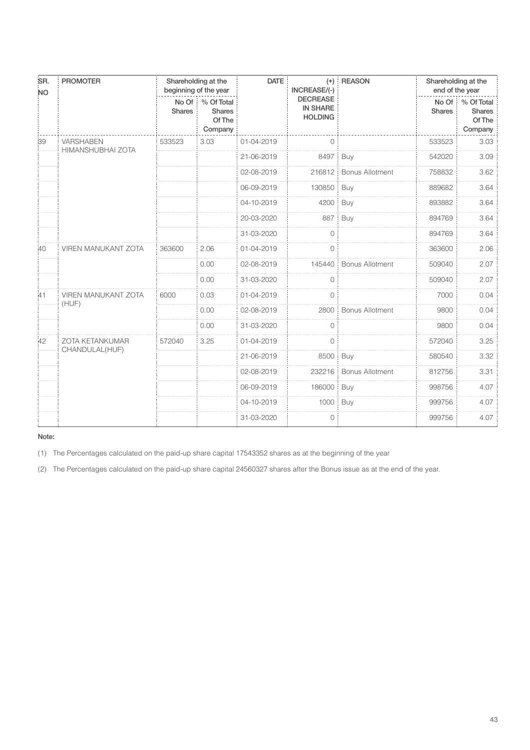| SR. NO | PROMOTER | Shareholding at the beginning of the year | | DATE | (+) INCREASE/(-) DECREASE IN SHARE HOLDING | REASON | Shareholding at the end of the year | |
|---|---|---|---|---|---|---|---|---|
| | | No Of Shares | % Of Total Shares Of The Company | | | | No Of Shares | % Of Total Shares Of The Company |
| 39 | VARSHABEN HIMANSHUBHAI ZOTA | 533523 | 3.03 | 01-04-2019 | 0 | | 533523 | 3.03 |
| | | | | 21-06-2019 | 8497 | Buy | 542020 | 3.09 |
| | | | | 02-08-2019 | 216812 | Bonus Allotment | 758832 | 3.62 |
| | | | | 06-09-2019 | 130850 | Buy | 889682 | 3.64 |
| | | | | 04-10-2019 | 4200 | Buy | 893882 | 3.64 |
| | | | | 20-03-2020 | 887 | Buy | 894769 | 3.64 |
| | | | | 31-03-2020 | 0 | | 894769 | 3.64 |
| 40 | VIREN MANUKANT ZOTA | 363600 | 2.06 | 01-04-2019 | 0 | | 363600 | 2.06 |
| | | | 0.00 | 02-08-2019 | 145440 | Bonus Allotment | 509040 | 2.07 |
| | | | 0.00 | 31-03-2020 | 0 | | 509040 | 2.07 |
| 41 | VIREN MANUKANT ZOTA (HUF) | 6000 | 0.03 | 01-04-2019 | 0 | | 7000 | 0.04 |
| | | | 0.00 | 02-08-2019 | 2800 | Bonus Allotment | 9800 | 0.04 |
| | | | 0.00 | 31-03-2020 | 0 | | 9800 | 0.04 |
| 42 | ZOTA KETANKUMAR CHANDULAL(HUF) | 572040 | 3.25 | 01-04-2019 | 0 | | 572040 | 3.25 |
| | | | | 21-06-2019 | 8500 | Buy | 580540 | 3.32 |
| | | | | 02-08-2019 | 232216 | Bonus Allotment | 812756 | 3.31 |
| | | | | 06-09-2019 | 186000 | Buy | 998756 | 4.07 |
| | | | | 04-10-2019 | 1000 | Buy | 999756 | 4.07 |
| | | | | 31-03-2020 | 0 | | 999756 | 4.07 |

**Note:**

(1) The Percentages calculated on the paid-up share capital 17543352 shares as at the beginning of the year

(2) The Percentages calculated on the paid-up share capital 24560327 shares after the Bonus issue as at the end of the year.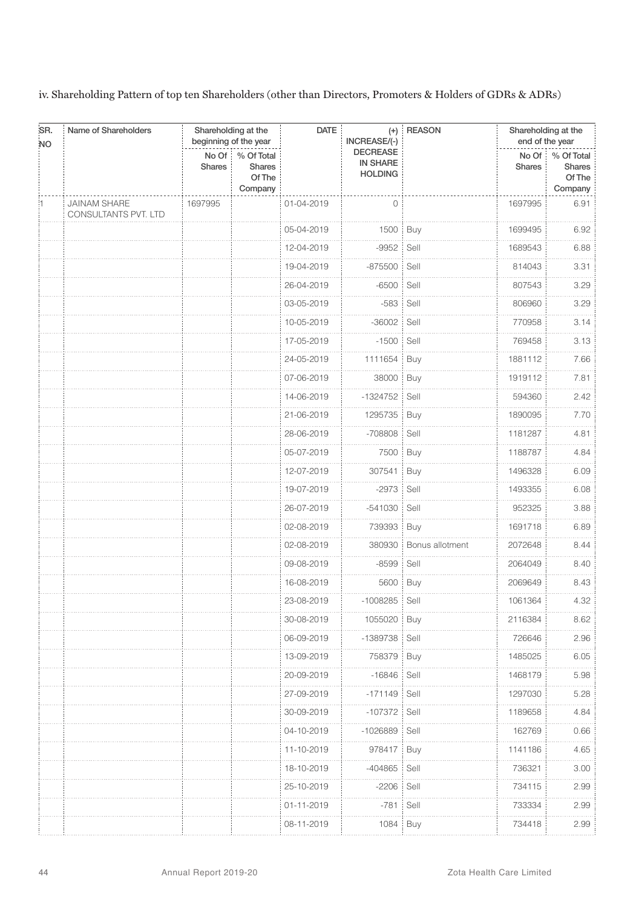iv. Shareholding Pattern of top ten Shareholders (other than Directors, Promoters & Holders of GDRs & ADRs)

| SR. NO | Name of Shareholders | Shareholding at the beginning of the year | | DATE | (+) INCREASE/(-) DECREASE IN SHARE HOLDING | REASON | Shareholding at the end of the year | |
|---|---|---|---|---|---|---|---|---|
| | | No Of Shares | % Of Total Shares Of The Company | | | | No Of Shares | % Of Total Shares Of The Company |
| 1 | JAINAM SHARE CONSULTANTS PVT. LTD | 1697995 | | 01-04-2019 | 0 | | 1697995 | 6.91 |
| | | | | 05-04-2019 | 1500 | Buy | 1699495 | 6.92 |
| | | | | 12-04-2019 | -9952 | Sell | 1689543 | 6.88 |
| | | | | 19-04-2019 | -875500 | Sell | 814043 | 3.31 |
| | | | | 26-04-2019 | -6500 | Sell | 807543 | 3.29 |
| | | | | 03-05-2019 | -583 | Sell | 806960 | 3.29 |
| | | | | 10-05-2019 | -36002 | Sell | 770958 | 3.14 |
| | | | | 17-05-2019 | -1500 | Sell | 769458 | 3.13 |
| | | | | 24-05-2019 | 1111654 | Buy | 1881112 | 7.66 |
| | | | | 07-06-2019 | 38000 | Buy | 1919112 | 7.81 |
| | | | | 14-06-2019 | -1324752 | Sell | 594360 | 2.42 |
| | | | | 21-06-2019 | 1295735 | Buy | 1890095 | 7.70 |
| | | | | 28-06-2019 | -708808 | Sell | 1181287 | 4.81 |
| | | | | 05-07-2019 | 7500 | Buy | 1188787 | 4.84 |
| | | | | 12-07-2019 | 307541 | Buy | 1496328 | 6.09 |
| | | | | 19-07-2019 | -2973 | Sell | 1493355 | 6.08 |
| | | | | 26-07-2019 | -541030 | Sell | 952325 | 3.88 |
| | | | | 02-08-2019 | 739393 | Buy | 1691718 | 6.89 |
| | | | | 02-08-2019 | 380930 | Bonus allotment | 2072648 | 8.44 |
| | | | | 09-08-2019 | -8599 | Sell | 2064049 | 8.40 |
| | | | | 16-08-2019 | 5600 | Buy | 2069649 | 8.43 |
| | | | | 23-08-2019 | -1008285 | Sell | 1061364 | 4.32 |
| | | | | 30-08-2019 | 1055020 | Buy | 2116384 | 8.62 |
| | | | | 06-09-2019 | -1389738 | Sell | 726646 | 2.96 |
| | | | | 13-09-2019 | 758379 | Buy | 1485025 | 6.05 |
| | | | | 20-09-2019 | -16846 | Sell | 1468179 | 5.98 |
| | | | | 27-09-2019 | -171149 | Sell | 1297030 | 5.28 |
| | | | | 30-09-2019 | -107372 | Sell | 1189658 | 4.84 |
| | | | | 04-10-2019 | -1026889 | Sell | 162769 | 0.66 |
| | | | | 11-10-2019 | 978417 | Buy | 1141186 | 4.65 |
| | | | | 18-10-2019 | -404865 | Sell | 736321 | 3.00 |
| | | | | 25-10-2019 | -2206 | Sell | 734115 | 2.99 |
| | | | | 01-11-2019 | -781 | Sell | 733334 | 2.99 |
| | | | | 08-11-2019 | 1084 | Buy | 734418 | 2.99 |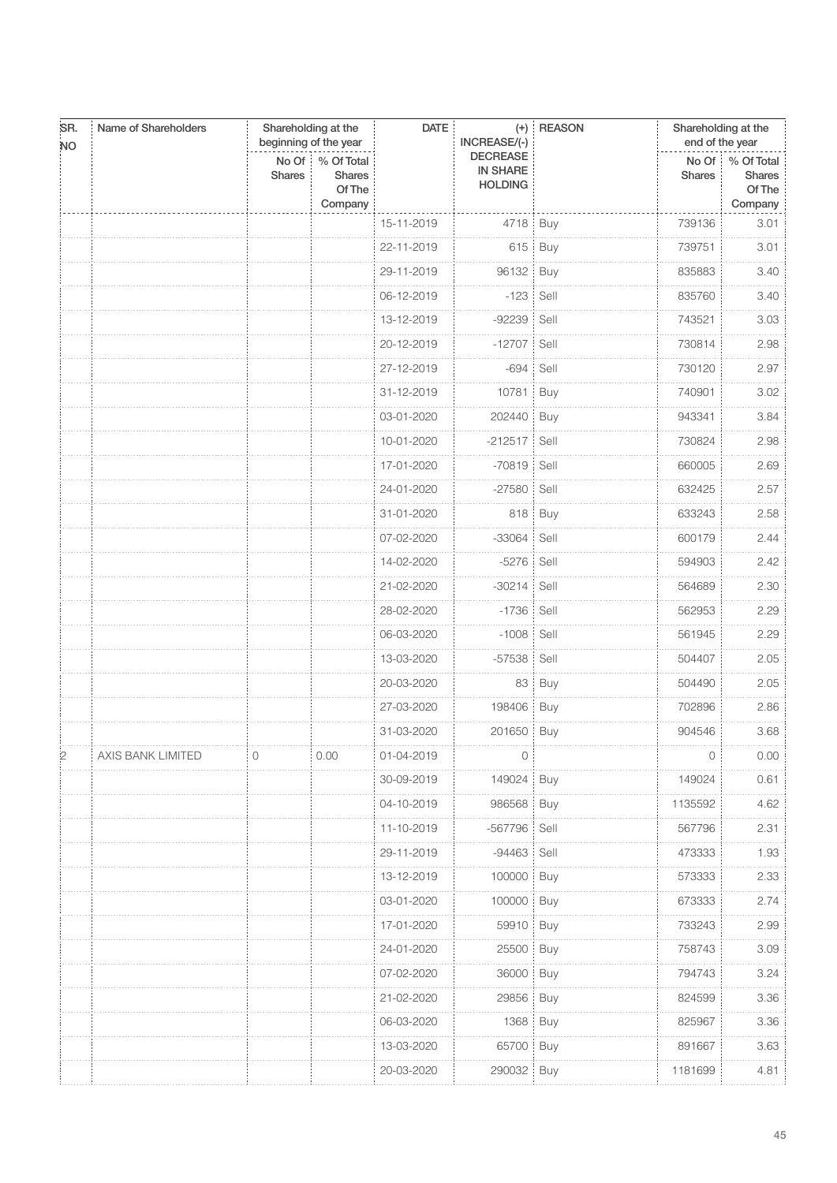| SR. NO | Name of Shareholders | Shareholding at the beginning of the year | | DATE | (+) INCREASE/(-) DECREASE IN SHARE HOLDING | REASON | Shareholding at the end of the year | |
|---|---|---|---|---|---|---|---|---|
| | | No Of Shares | % Of Total Shares Of The Company | | | | No Of Shares | % Of Total Shares Of The Company |
| | | | | 15-11-2019 | 4718 | Buy | 739136 | 3.01 |
| | | | | 22-11-2019 | 615 | Buy | 739751 | 3.01 |
| | | | | 29-11-2019 | 96132 | Buy | 835883 | 3.40 |
| | | | | 06-12-2019 | -123 | Sell | 835760 | 3.40 |
| | | | | 13-12-2019 | -92239 | Sell | 743521 | 3.03 |
| | | | | 20-12-2019 | -12707 | Sell | 730814 | 2.98 |
| | | | | 27-12-2019 | -694 | Sell | 730120 | 2.97 |
| | | | | 31-12-2019 | 10781 | Buy | 740901 | 3.02 |
| | | | | 03-01-2020 | 202440 | Buy | 943341 | 3.84 |
| | | | | 10-01-2020 | -212517 | Sell | 730824 | 2.98 |
| | | | | 17-01-2020 | -70819 | Sell | 660005 | 2.69 |
| | | | | 24-01-2020 | -27580 | Sell | 632425 | 2.57 |
| | | | | 31-01-2020 | 818 | Buy | 633243 | 2.58 |
| | | | | 07-02-2020 | -33064 | Sell | 600179 | 2.44 |
| | | | | 14-02-2020 | -5276 | Sell | 594903 | 2.42 |
| | | | | 21-02-2020 | -30214 | Sell | 564689 | 2.30 |
| | | | | 28-02-2020 | -1736 | Sell | 562953 | 2.29 |
| | | | | 06-03-2020 | -1008 | Sell | 561945 | 2.29 |
| | | | | 13-03-2020 | -57538 | Sell | 504407 | 2.05 |
| | | | | 20-03-2020 | 83 | Buy | 504490 | 2.05 |
| | | | | 27-03-2020 | 198406 | Buy | 702896 | 2.86 |
| | | | | 31-03-2020 | 201650 | Buy | 904546 | 3.68 |
| 2 | AXIS BANK LIMITED | 0 | 0.00 | 01-04-2019 | 0 | | 0 | 0.00 |
| | | | | 30-09-2019 | 149024 | Buy | 149024 | 0.61 |
| | | | | 04-10-2019 | 986568 | Buy | 1135592 | 4.62 |
| | | | | 11-10-2019 | -567796 | Sell | 567796 | 2.31 |
| | | | | 29-11-2019 | -94463 | Sell | 473333 | 1.93 |
| | | | | 13-12-2019 | 100000 | Buy | 573333 | 2.33 |
| | | | | 03-01-2020 | 100000 | Buy | 673333 | 2.74 |
| | | | | 17-01-2020 | 59910 | Buy | 733243 | 2.99 |
| | | | | 24-01-2020 | 25500 | Buy | 758743 | 3.09 |
| | | | | 07-02-2020 | 36000 | Buy | 794743 | 3.24 |
| | | | | 21-02-2020 | 29856 | Buy | 824599 | 3.36 |
| | | | | 06-03-2020 | 1368 | Buy | 825967 | 3.36 |
| | | | | 13-03-2020 | 65700 | Buy | 891667 | 3.63 |
| | | | | 20-03-2020 | 290032 | Buy | 1181699 | 4.81 |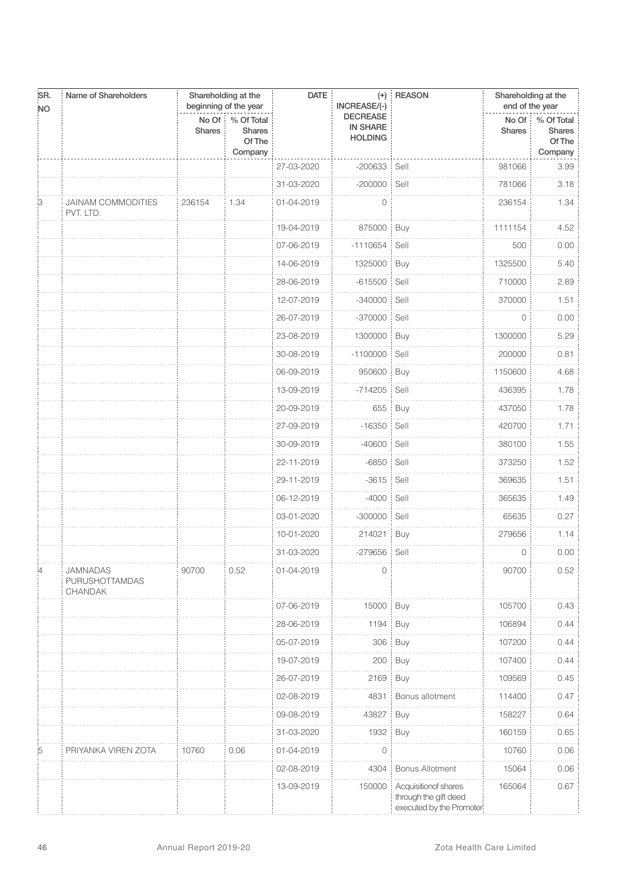| SR. NO | Name of Shareholders | Shareholding at the beginning of the year | | DATE | (+) INCREASE/(-) DECREASE IN SHARE HOLDING | REASON | Shareholding at the end of the year | |
|---|---|---|---|---|---|---|---|---|
| | | No Of Shares | % Of Total Shares Of The Company | | | | No Of Shares | % Of Total Shares Of The Company |
| | | | | 27-03-2020 | -200633 | Sell | 981066 | 3.99 |
| | | | | 31-03-2020 | -200000 | Sell | 781066 | 3.18 |
| 3 | JAINAM COMMODITIES PVT. LTD. | 236154 | 1.34 | 01-04-2019 | 0 | | 236154 | 1.34 |
| | | | | 19-04-2019 | 875000 | Buy | 1111154 | 4.52 |
| | | | | 07-06-2019 | -1110654 | Sell | 500 | 0.00 |
| | | | | 14-06-2019 | 1325000 | Buy | 1325500 | 5.40 |
| | | | | 28-06-2019 | -615500 | Sell | 710000 | 2.89 |
| | | | | 12-07-2019 | -340000 | Sell | 370000 | 1.51 |
| | | | | 26-07-2019 | -370000 | Sell | 0 | 0.00 |
| | | | | 23-08-2019 | 1300000 | Buy | 1300000 | 5.29 |
| | | | | 30-08-2019 | -1100000 | Sell | 200000 | 0.81 |
| | | | | 06-09-2019 | 950600 | Buy | 1150600 | 4.68 |
| | | | | 13-09-2019 | -714205 | Sell | 436395 | 1.78 |
| | | | | 20-09-2019 | 655 | Buy | 437050 | 1.78 |
| | | | | 27-09-2019 | -16350 | Sell | 420700 | 1.71 |
| | | | | 30-09-2019 | -40600 | Sell | 380100 | 1.55 |
| | | | | 22-11-2019 | -6850 | Sell | 373250 | 1.52 |
| | | | | 29-11-2019 | -3615 | Sell | 369635 | 1.51 |
| | | | | 06-12-2019 | -4000 | Sell | 365635 | 1.49 |
| | | | | 03-01-2020 | -300000 | Sell | 65635 | 0.27 |
| | | | | 10-01-2020 | 214021 | Buy | 279656 | 1.14 |
| | | | | 31-03-2020 | -279656 | Sell | 0 | 0.00 |
| 4 | JAMNADAS PURUSHOTTAMDAS CHANDAK | 90700 | 0.52 | 01-04-2019 | 0 | | 90700 | 0.52 |
| | | | | 07-06-2019 | 15000 | Buy | 105700 | 0.43 |
| | | | | 28-06-2019 | 1194 | Buy | 106894 | 0.44 |
| | | | | 05-07-2019 | 306 | Buy | 107200 | 0.44 |
| | | | | 19-07-2019 | 200 | Buy | 107400 | 0.44 |
| | | | | 26-07-2019 | 2169 | Buy | 109569 | 0.45 |
| | | | | 02-08-2019 | 4831 | Bonus allotment | 114400 | 0.47 |
| | | | | 09-08-2019 | 43827 | Buy | 158227 | 0.64 |
| | | | | 31-03-2020 | 1932 | Buy | 160159 | 0.65 |
| 5 | PRIYANKA VIREN ZOTA | 10760 | 0.06 | 01-04-2019 | 0 | | 10760 | 0.06 |
| | | | | 02-08-2019 | 4304 | Bonus Allotment | 15064 | 0.06 |
| | | | | 13-09-2019 | 150000 | Acquisitionof shares through the gift deed executed by the Promoter | 165064 | 0.67 |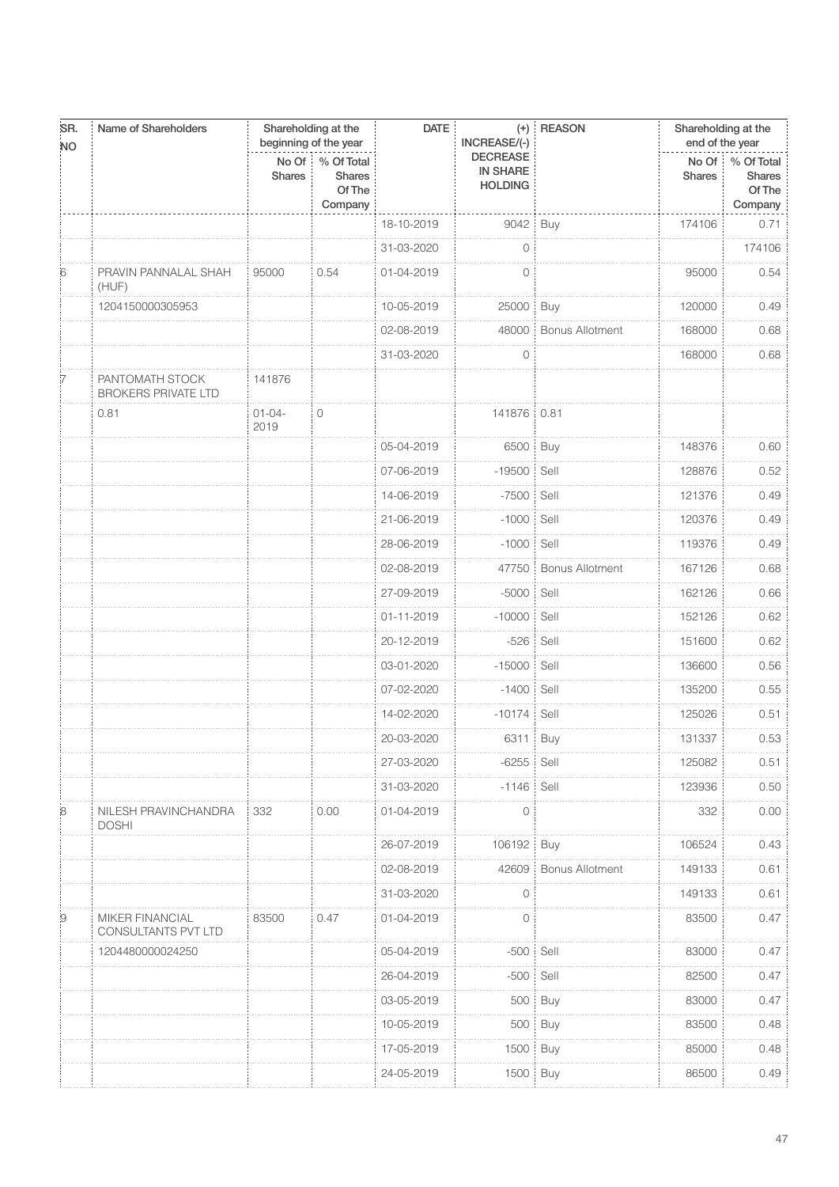| SR. NO | Name of Shareholders | Shareholding at the beginning of the year | | DATE | (+) INCREASE/(-) DECREASE IN SHARE HOLDING | REASON | Shareholding at the end of the year | |
|---|---|---|---|---|---|---|---|---|
| | | No Of Shares | % Of Total Shares Of The Company | | | | No Of Shares | % Of Total Shares Of The Company |
| | | | | 18-10-2019 | 9042 | Buy | 174106 | 0.71 |
| | | | | 31-03-2020 | 0 | | | 174106 |
| 6 | PRAVIN PANNALAL SHAH (HUF) | 95000 | 0.54 | 01-04-2019 | 0 | | 95000 | 0.54 |
| | 1204150000305953 | | | 10-05-2019 | 25000 | Buy | 120000 | 0.49 |
| | | | | 02-08-2019 | 48000 | Bonus Allotment | 168000 | 0.68 |
| | | | | 31-03-2020 | 0 | | 168000 | 0.68 |
| 7 | PANTOMATH STOCK BROKERS PRIVATE LTD | 141876 | | | | | | |
| | 0.81 | 01-04-2019 | 0 | | 141876 | 0.81 | | |
| | | | | 05-04-2019 | 6500 | Buy | 148376 | 0.60 |
| | | | | 07-06-2019 | -19500 | Sell | 128876 | 0.52 |
| | | | | 14-06-2019 | -7500 | Sell | 121376 | 0.49 |
| | | | | 21-06-2019 | -1000 | Sell | 120376 | 0.49 |
| | | | | 28-06-2019 | -1000 | Sell | 119376 | 0.49 |
| | | | | 02-08-2019 | 47750 | Bonus Allotment | 167126 | 0.68 |
| | | | | 27-09-2019 | -5000 | Sell | 162126 | 0.66 |
| | | | | 01-11-2019 | -10000 | Sell | 152126 | 0.62 |
| | | | | 20-12-2019 | -526 | Sell | 151600 | 0.62 |
| | | | | 03-01-2020 | -15000 | Sell | 136600 | 0.56 |
| | | | | 07-02-2020 | -1400 | Sell | 135200 | 0.55 |
| | | | | 14-02-2020 | -10174 | Sell | 125026 | 0.51 |
| | | | | 20-03-2020 | 6311 | Buy | 131337 | 0.53 |
| | | | | 27-03-2020 | -6255 | Sell | 125082 | 0.51 |
| | | | | 31-03-2020 | -1146 | Sell | 123936 | 0.50 |
| 8 | NILESH PRAVINCHANDRA DOSHI | 332 | 0.00 | 01-04-2019 | 0 | | 332 | 0.00 |
| | | | | 26-07-2019 | 106192 | Buy | 106524 | 0.43 |
| | | | | 02-08-2019 | 42609 | Bonus Allotment | 149133 | 0.61 |
| | | | | 31-03-2020 | 0 | | 149133 | 0.61 |
| 9 | MIKER FINANCIAL CONSULTANTS PVT LTD | 83500 | 0.47 | 01-04-2019 | 0 | | 83500 | 0.47 |
| | 1204480000024250 | | | 05-04-2019 | -500 | Sell | 83000 | 0.47 |
| | | | | 26-04-2019 | -500 | Sell | 82500 | 0.47 |
| | | | | 03-05-2019 | 500 | Buy | 83000 | 0.47 |
| | | | | 10-05-2019 | 500 | Buy | 83500 | 0.48 |
| | | | | 17-05-2019 | 1500 | Buy | 85000 | 0.48 |
| | | | | 24-05-2019 | 1500 | Buy | 86500 | 0.49 |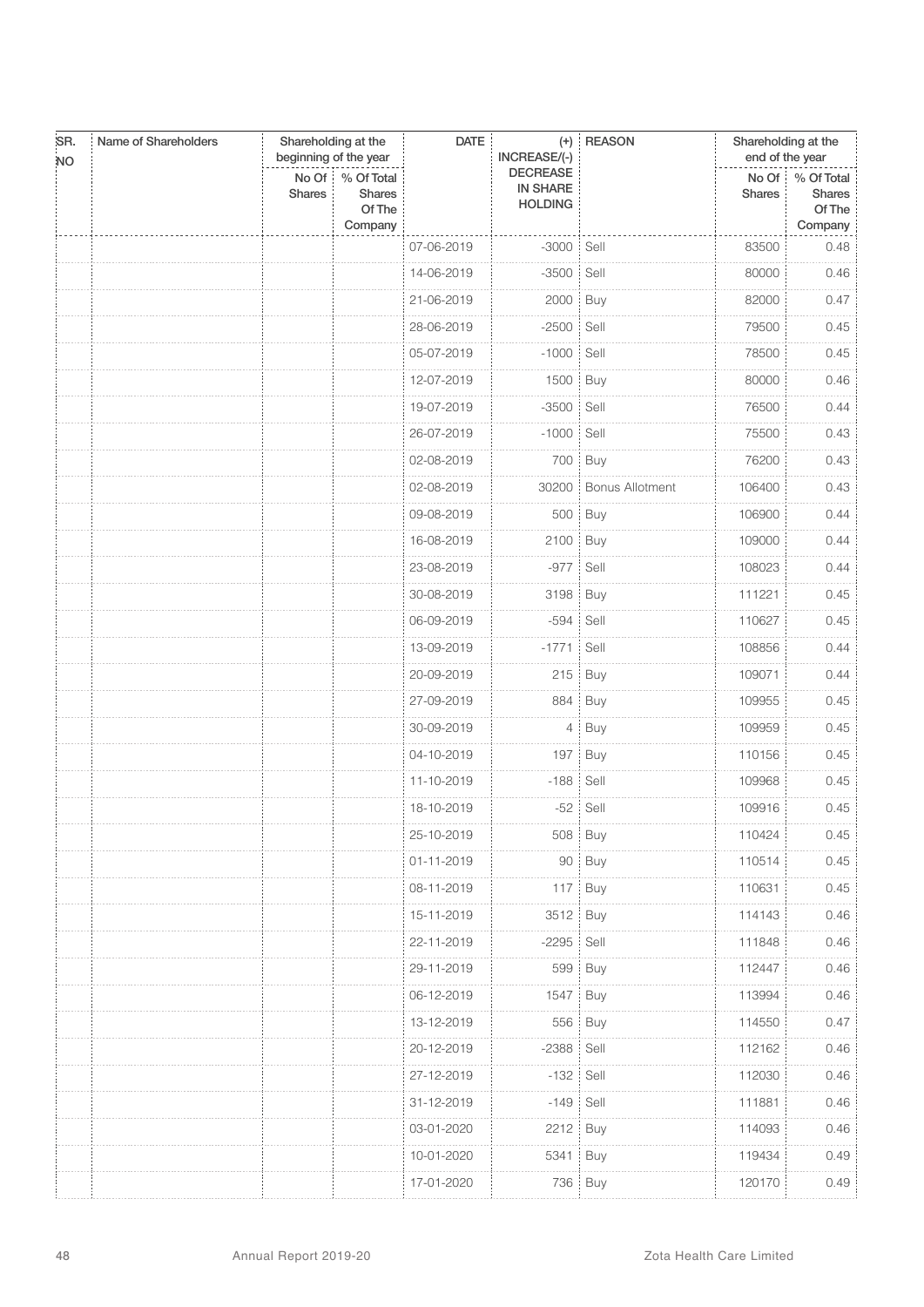| SR. NO | Name of Shareholders | Shareholding at the beginning of the year | | DATE | (+) INCREASE/(-) DECREASE IN SHARE HOLDING | REASON | Shareholding at the end of the year | |
|---|---|---|---|---|---|---|---|---|
| | | No Of Shares | % Of Total Shares Of The Company | | | | No Of Shares | % Of Total Shares Of The Company |
| | | | | 07-06-2019 | -3000 | Sell | 83500 | 0.48 |
| | | | | 14-06-2019 | -3500 | Sell | 80000 | 0.46 |
| | | | | 21-06-2019 | 2000 | Buy | 82000 | 0.47 |
| | | | | 28-06-2019 | -2500 | Sell | 79500 | 0.45 |
| | | | | 05-07-2019 | -1000 | Sell | 78500 | 0.45 |
| | | | | 12-07-2019 | 1500 | Buy | 80000 | 0.46 |
| | | | | 19-07-2019 | -3500 | Sell | 76500 | 0.44 |
| | | | | 26-07-2019 | -1000 | Sell | 75500 | 0.43 |
| | | | | 02-08-2019 | 700 | Buy | 76200 | 0.43 |
| | | | | 02-08-2019 | 30200 | Bonus Allotment | 106400 | 0.43 |
| | | | | 09-08-2019 | 500 | Buy | 106900 | 0.44 |
| | | | | 16-08-2019 | 2100 | Buy | 109000 | 0.44 |
| | | | | 23-08-2019 | -977 | Sell | 108023 | 0.44 |
| | | | | 30-08-2019 | 3198 | Buy | 111221 | 0.45 |
| | | | | 06-09-2019 | -594 | Sell | 110627 | 0.45 |
| | | | | 13-09-2019 | -1771 | Sell | 108856 | 0.44 |
| | | | | 20-09-2019 | 215 | Buy | 109071 | 0.44 |
| | | | | 27-09-2019 | 884 | Buy | 109955 | 0.45 |
| | | | | 30-09-2019 | 4 | Buy | 109959 | 0.45 |
| | | | | 04-10-2019 | 197 | Buy | 110156 | 0.45 |
| | | | | 11-10-2019 | -188 | Sell | 109968 | 0.45 |
| | | | | 18-10-2019 | -52 | Sell | 109916 | 0.45 |
| | | | | 25-10-2019 | 508 | Buy | 110424 | 0.45 |
| | | | | 01-11-2019 | 90 | Buy | 110514 | 0.45 |
| | | | | 08-11-2019 | 117 | Buy | 110631 | 0.45 |
| | | | | 15-11-2019 | 3512 | Buy | 114143 | 0.46 |
| | | | | 22-11-2019 | -2295 | Sell | 111848 | 0.46 |
| | | | | 29-11-2019 | 599 | Buy | 112447 | 0.46 |
| | | | | 06-12-2019 | 1547 | Buy | 113994 | 0.46 |
| | | | | 13-12-2019 | 556 | Buy | 114550 | 0.47 |
| | | | | 20-12-2019 | -2388 | Sell | 112162 | 0.46 |
| | | | | 27-12-2019 | -132 | Sell | 112030 | 0.46 |
| | | | | 31-12-2019 | -149 | Sell | 111881 | 0.46 |
| | | | | 03-01-2020 | 2212 | Buy | 114093 | 0.46 |
| | | | | 10-01-2020 | 5341 | Buy | 119434 | 0.49 |
| | | | | 17-01-2020 | 736 | Buy | 120170 | 0.49 |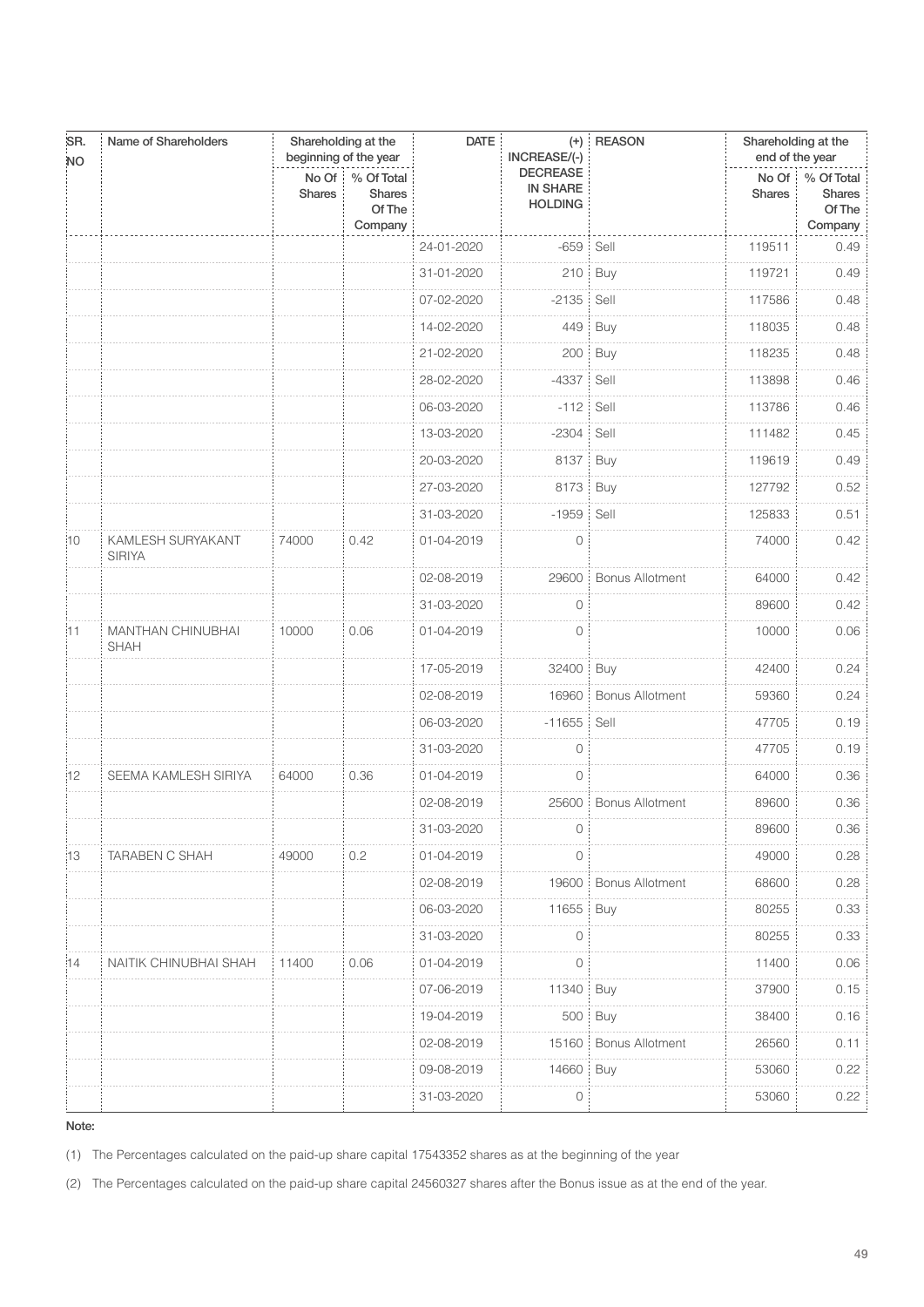| SR. NO | Name of Shareholders | Shareholding at the beginning of the year | | DATE | (+) INCREASE/(-) DECREASE IN SHARE HOLDING | REASON | Shareholding at the end of the year | |
|---|---|---|---|---|---|---|---|---|
| | | No Of Shares | % Of Total Shares Of The Company | | | | No Of Shares | % Of Total Shares Of The Company |
| | | | | 24-01-2020 | -659 | Sell | 119511 | 0.49 |
| | | | | 31-01-2020 | 210 | Buy | 119721 | 0.49 |
| | | | | 07-02-2020 | -2135 | Sell | 117586 | 0.48 |
| | | | | 14-02-2020 | 449 | Buy | 118035 | 0.48 |
| | | | | 21-02-2020 | 200 | Buy | 118235 | 0.48 |
| | | | | 28-02-2020 | -4337 | Sell | 113898 | 0.46 |
| | | | | 06-03-2020 | -112 | Sell | 113786 | 0.46 |
| | | | | 13-03-2020 | -2304 | Sell | 111482 | 0.45 |
| | | | | 20-03-2020 | 8137 | Buy | 119619 | 0.49 |
| | | | | 27-03-2020 | 8173 | Buy | 127792 | 0.52 |
| | | | | 31-03-2020 | -1959 | Sell | 125833 | 0.51 |
| 10 | KAMLESH SURYAKANT SIRIYA | 74000 | 0.42 | 01-04-2019 | 0 | | 74000 | 0.42 |
| | | | | 02-08-2019 | 29600 | Bonus Allotment | 64000 | 0.42 |
| | | | | 31-03-2020 | 0 | | 89600 | 0.42 |
| 11 | MANTHAN CHINUBHAI SHAH | 10000 | 0.06 | 01-04-2019 | 0 | | 10000 | 0.06 |
| | | | | 17-05-2019 | 32400 | Buy | 42400 | 0.24 |
| | | | | 02-08-2019 | 16960 | Bonus Allotment | 59360 | 0.24 |
| | | | | 06-03-2020 | -11655 | Sell | 47705 | 0.19 |
| | | | | 31-03-2020 | 0 | | 47705 | 0.19 |
| 12 | SEEMA KAMLESH SIRIYA | 64000 | 0.36 | 01-04-2019 | 0 | | 64000 | 0.36 |
| | | | | 02-08-2019 | 25600 | Bonus Allotment | 89600 | 0.36 |
| | | | | 31-03-2020 | 0 | | 89600 | 0.36 |
| 13 | TARABEN C SHAH | 49000 | 0.2 | 01-04-2019 | 0 | | 49000 | 0.28 |
| | | | | 02-08-2019 | 19600 | Bonus Allotment | 68600 | 0.28 |
| | | | | 06-03-2020 | 11655 | Buy | 80255 | 0.33 |
| | | | | 31-03-2020 | 0 | | 80255 | 0.33 |
| 14 | NAITIK CHINUBHAI SHAH | 11400 | 0.06 | 01-04-2019 | 0 | | 11400 | 0.06 |
| | | | | 07-06-2019 | 11340 | Buy | 37900 | 0.15 |
| | | | | 19-04-2019 | 500 | Buy | 38400 | 0.16 |
| | | | | 02-08-2019 | 15160 | Bonus Allotment | 26560 | 0.11 |
| | | | | 09-08-2019 | 14660 | Buy | 53060 | 0.22 |
| | | | | 31-03-2020 | 0 | | 53060 | 0.22 |

**Note:**

(1) The Percentages calculated on the paid-up share capital 17543352 shares as at the beginning of the year

(2) The Percentages calculated on the paid-up share capital 24560327 shares after the Bonus issue as at the end of the year.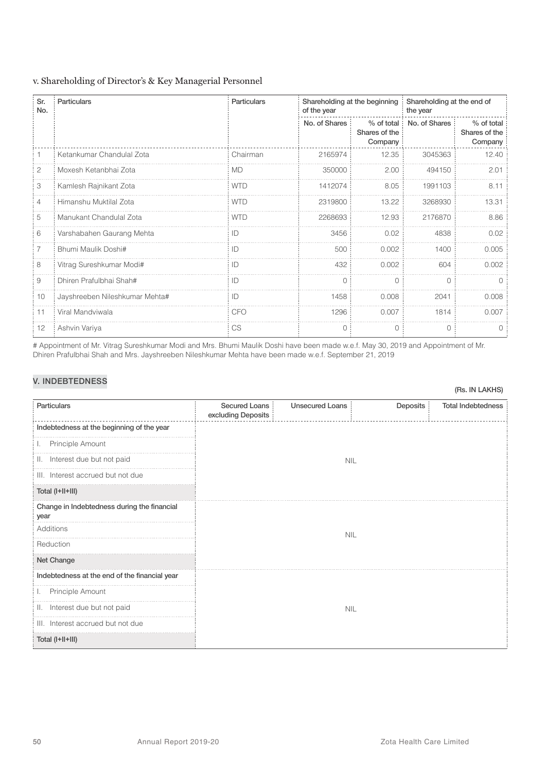## v. Shareholding of Director's & Key Managerial Personnel

| Sr. No. | Particulars | Particulars | Shareholding at the beginning of the year | | Shareholding at the end of the year | |
|---|---|---|---|---|---|---|
| | | | No. of Shares | % of total Shares of the Company | No. of Shares | % of total Shares of the Company |
| 1 | Ketankumar Chandulal Zota | Chairman | 2165974 | 12.35 | 3045363 | 12.40 |
| 2 | Moxesh Ketanbhai Zota | MD | 350000 | 2.00 | 494150 | 2.01 |
| 3 | Kamlesh Rajnikant Zota | WTD | 1412074 | 8.05 | 1991103 | 8.11 |
| 4 | Himanshu Muktilal Zota | WTD | 2319800 | 13.22 | 3268930 | 13.31 |
| 5 | Manukant Chandulal Zota | WTD | 2268693 | 12.93 | 2176870 | 8.86 |
| 6 | Varshabahen Gaurang Mehta | ID | 3456 | 0.02 | 4838 | 0.02 |
| 7 | Bhumi Maulik Doshi# | ID | 500 | 0.002 | 1400 | 0.005 |
| 8 | Vitrag Sureshkumar Modi# | ID | 432 | 0.002 | 604 | 0.002 |
| 9 | Dhiren Prafulbhai Shah# | ID | 0 | 0 | 0 | 0 |
| 10 | Jayshreeben Nileshkumar Mehta# | ID | 1458 | 0.008 | 2041 | 0.008 |
| 11 | Viral Mandviwala | CFO | 1296 | 0.007 | 1814 | 0.007 |
| 12 | Ashvin Variya | CS | 0 | 0 | 0 | 0 |

# Appointment of Mr. Vitrag Sureshkumar Modi and Mrs. Bhumi Maulik Doshi have been made w.e.f. May 30, 2019 and Appointment of Mr. Dhiren Prafulbhai Shah and Mrs. Jayshreeben Nileshkumar Mehta have been made w.e.f. September 21, 2019

## V. INDEBTEDNESS

(Rs. IN LAKHS)

| Particulars | Secured Loans excluding Deposits | Unsecured Loans | Deposits | Total Indebtedness |
|---|---|---|---|---|
| **Indebtedness at the beginning of the year** | | | | |
| I. Principle Amount | | | | |
| II. Interest due but not paid | | NIL | | |
| III. Interest accrued but not due | | | | |
| **Total (I+II+III)** | | | | |
| **Change in Indebtedness during the financial year** | | | | |
| Additions | | NIL | | |
| Reduction | | | | |
| **Net Change** | | | | |
| **Indebtedness at the end of the financial year** | | | | |
| I. Principle Amount | | | | |
| II. Interest due but not paid | | NIL | | |
| III. Interest accrued but not due | | | | |
| **Total (I+II+III)** | | | | |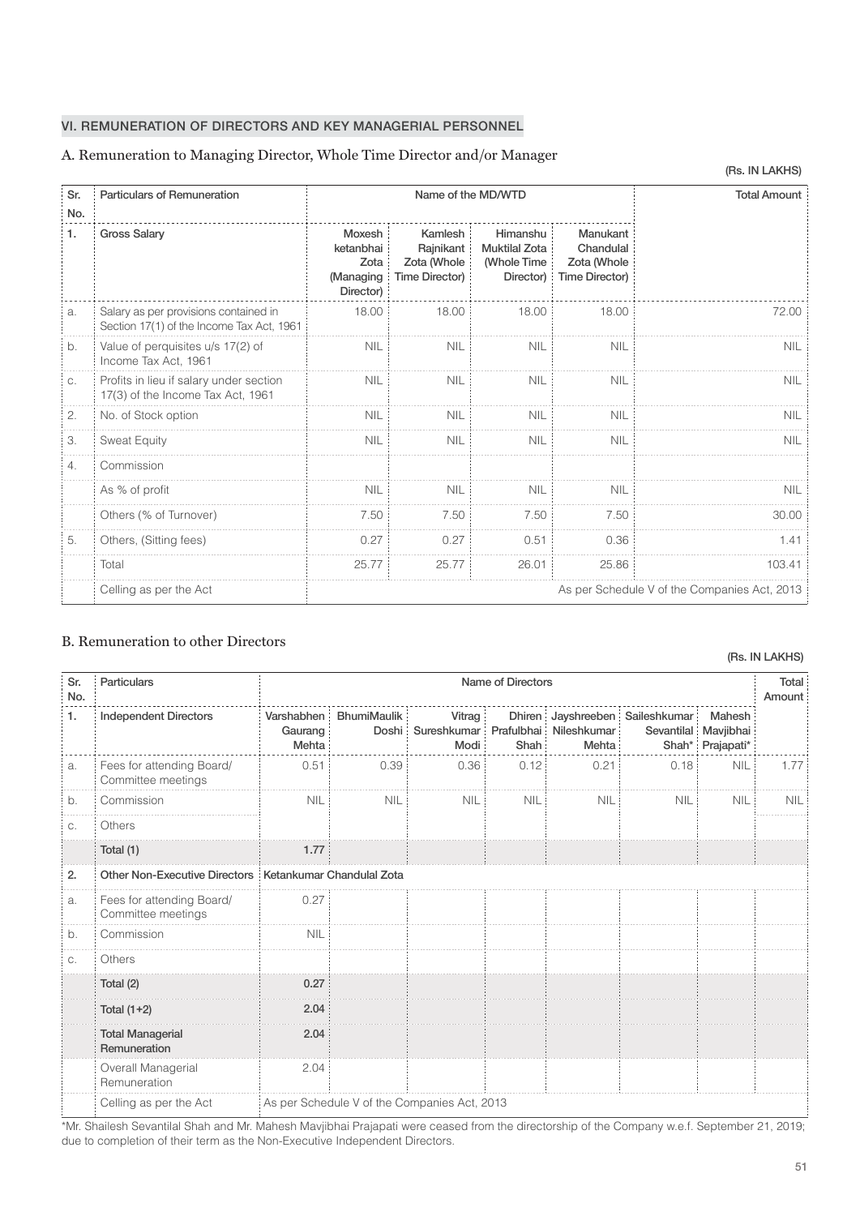## VI. REMUNERATION OF DIRECTORS AND KEY MANAGERIAL PERSONNEL

### A. Remuneration to Managing Director, Whole Time Director and/or Manager

(Rs. IN LAKHS)

| Sr. No. | Particulars of Remuneration | Name of the MD/WTD | | | | Total Amount |
|---|---|---|---|---|---|---|
| 1. | Gross Salary | Moxesh ketanbhai Zota (Managing Director) | Kamlesh Rajnikant Zota (Whole Time Director) | Himanshu Muktilal Zota (Whole Time Director) | Manukant Chandulal Zota (Whole Time Director) | |
| a. | Salary as per provisions contained in Section 17(1) of the Income Tax Act, 1961 | 18.00 | 18.00 | 18.00 | 18.00 | 72.00 |
| b. | Value of perquisites u/s 17(2) of Income Tax Act, 1961 | NIL | NIL | NIL | NIL | NIL |
| c. | Profits in lieu if salary under section 17(3) of the Income Tax Act, 1961 | NIL | NIL | NIL | NIL | NIL |
| 2. | No. of Stock option | NIL | NIL | NIL | NIL | NIL |
| 3. | Sweat Equity | NIL | NIL | NIL | NIL | NIL |
| 4. | Commission | | | | | |
| | As % of profit | NIL | NIL | NIL | NIL | NIL |
| | Others (% of Turnover) | 7.50 | 7.50 | 7.50 | 7.50 | 30.00 |
| 5. | Others, (Sitting fees) | 0.27 | 0.27 | 0.51 | 0.36 | 1.41 |
| | Total | 25.77 | 25.77 | 26.01 | 25.86 | 103.41 |
| | Celling as per the Act | As per Schedule V of the Companies Act, 2013 | | | | |

### B. Remuneration to other Directors

(Rs. IN LAKHS)

| Sr. No. | Particulars | Name of Directors | | | | | | | Total Amount |
|---|---|---|---|---|---|---|---|---|---|
| 1. | Independent Directors | Varshabhen Gaurang Mehta | BhumiMaulik Doshi | Vitrag Sureshkumar Modi | Dhiren Prafulbhai Shah | Jayshreeben Nileshkumar Mehta | Saileshkumar Sevantilal Shah* | Mahesh Mavjibhai Prajapati* | |
| a. | Fees for attending Board/ Committee meetings | 0.51 | 0.39 | 0.36 | 0.12 | 0.21 | 0.18 | NIL | 1.77 |
| b. | Commission | NIL | NIL | NIL | NIL | NIL | NIL | NIL | NIL |
| c. | Others | | | | | | | | |
| | Total (1) | 1.77 | | | | | | | |
| 2. | Other Non-Executive Directors | Ketankumar Chandulal Zota | | | | | | | |
| a. | Fees for attending Board/ Committee meetings | 0.27 | | | | | | | |
| b. | Commission | NIL | | | | | | | |
| c. | Others | | | | | | | | |
| | Total (2) | 0.27 | | | | | | | |
| | Total (1+2) | 2.04 | | | | | | | |
| | Total Managerial Remuneration | 2.04 | | | | | | | |
| | Overall Managerial Remuneration | 2.04 | | | | | | | |
| | Celling as per the Act | As per Schedule V of the Companies Act, 2013 | | | | | | | |

*Mr. Shailesh Sevantilal Shah and Mr. Mahesh Mavjibhai Prajapati were ceased from the directorship of the Company w.e.f. September 21, 2019; due to completion of their term as the Non-Executive Independent Directors.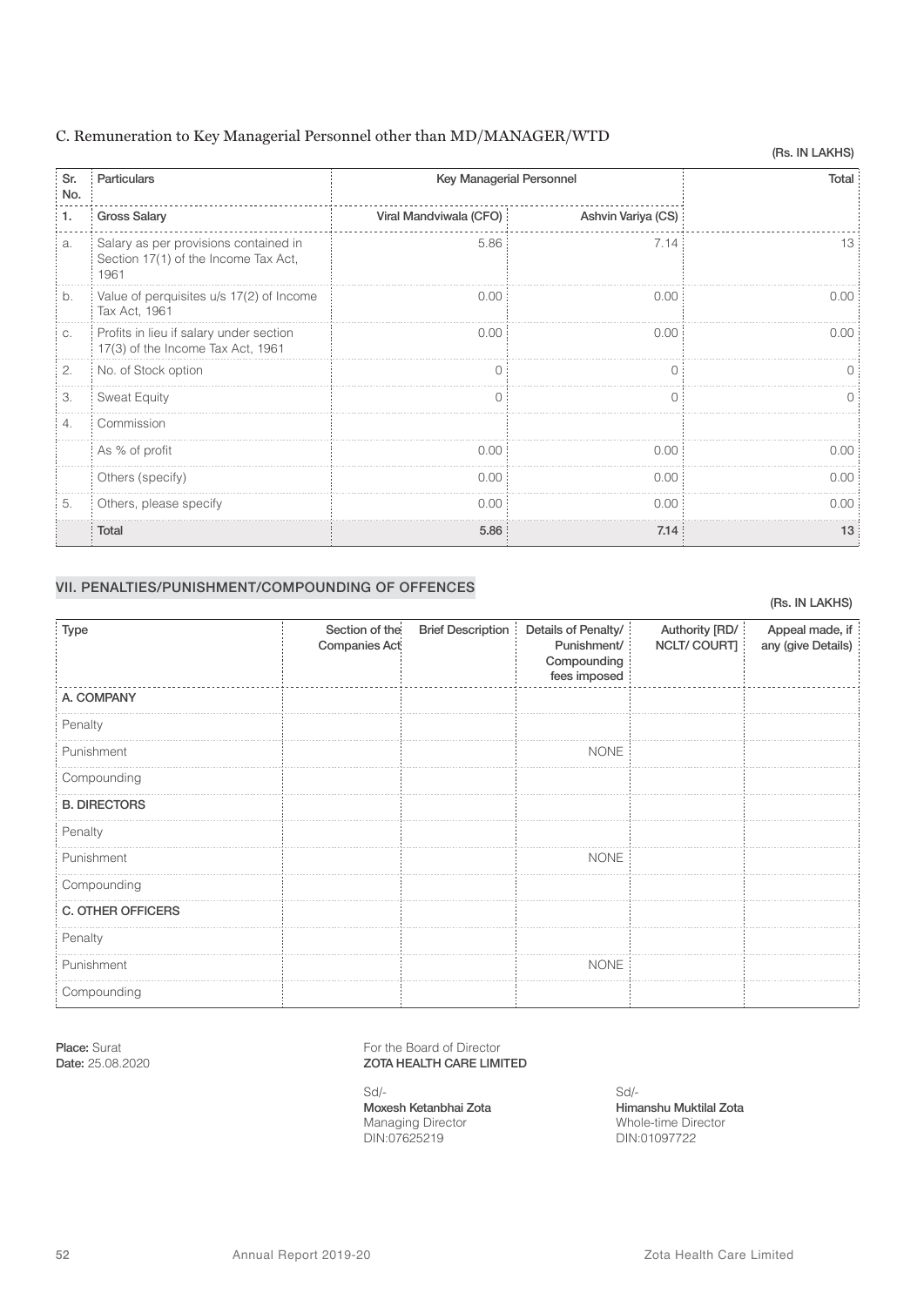## C. Remuneration to Key Managerial Personnel other than MD/MANAGER/WTD

(Rs. IN LAKHS)

| Sr. No. | Particulars | Key Managerial Personnel | | Total |
|---|---|---|---|---|
| 1. | Gross Salary | Viral Mandviwala (CFO) | Ashvin Variya (CS) | |
| a. | Salary as per provisions contained in Section 17(1) of the Income Tax Act, 1961 | 5.86 | 7.14 | 13 |
| b. | Value of perquisites u/s 17(2) of Income Tax Act, 1961 | 0.00 | 0.00 | 0.00 |
| c. | Profits in lieu if salary under section 17(3) of the Income Tax Act, 1961 | 0.00 | 0.00 | 0.00 |
| 2. | No. of Stock option | 0 | 0 | 0 |
| 3. | Sweat Equity | 0 | 0 | 0 |
| 4. | Commission | | | |
| | As % of profit | 0.00 | 0.00 | 0.00 |
| | Others (specify) | 0.00 | 0.00 | 0.00 |
| 5. | Others, please specify | 0.00 | 0.00 | 0.00 |
| | **Total** | **5.86** | **7.14** | **13** |

## VII. PENALTIES/PUNISHMENT/COMPOUNDING OF OFFENCES

(Rs. IN LAKHS)

| Type | Section of the Companies Act | Brief Description | Details of Penalty/ Punishment/ Compounding fees imposed | Authority [RD/ NCLT/ COURT] | Appeal made, if any (give Details) |
|---|---|---|---|---|---|
| **A. COMPANY** | | | | | |
| Penalty | | | | | |
| Punishment | | | NONE | | |
| Compounding | | | | | |
| **B. DIRECTORS** | | | | | |
| Penalty | | | | | |
| Punishment | | | NONE | | |
| Compounding | | | | | |
| **C. OTHER OFFICERS** | | | | | |
| Penalty | | | | | |
| Punishment | | | NONE | | |
| Compounding | | | | | |

**Place:** Surat
**Date:** 25.08.2020

For the Board of Director
**ZOTA HEALTH CARE LIMITED**

Sd/-
**Moxesh Ketanbhai Zota**
Managing Director
DIN:07625219

Sd/-
**Himanshu Muktilal Zota**
Whole-time Director
DIN:01097722